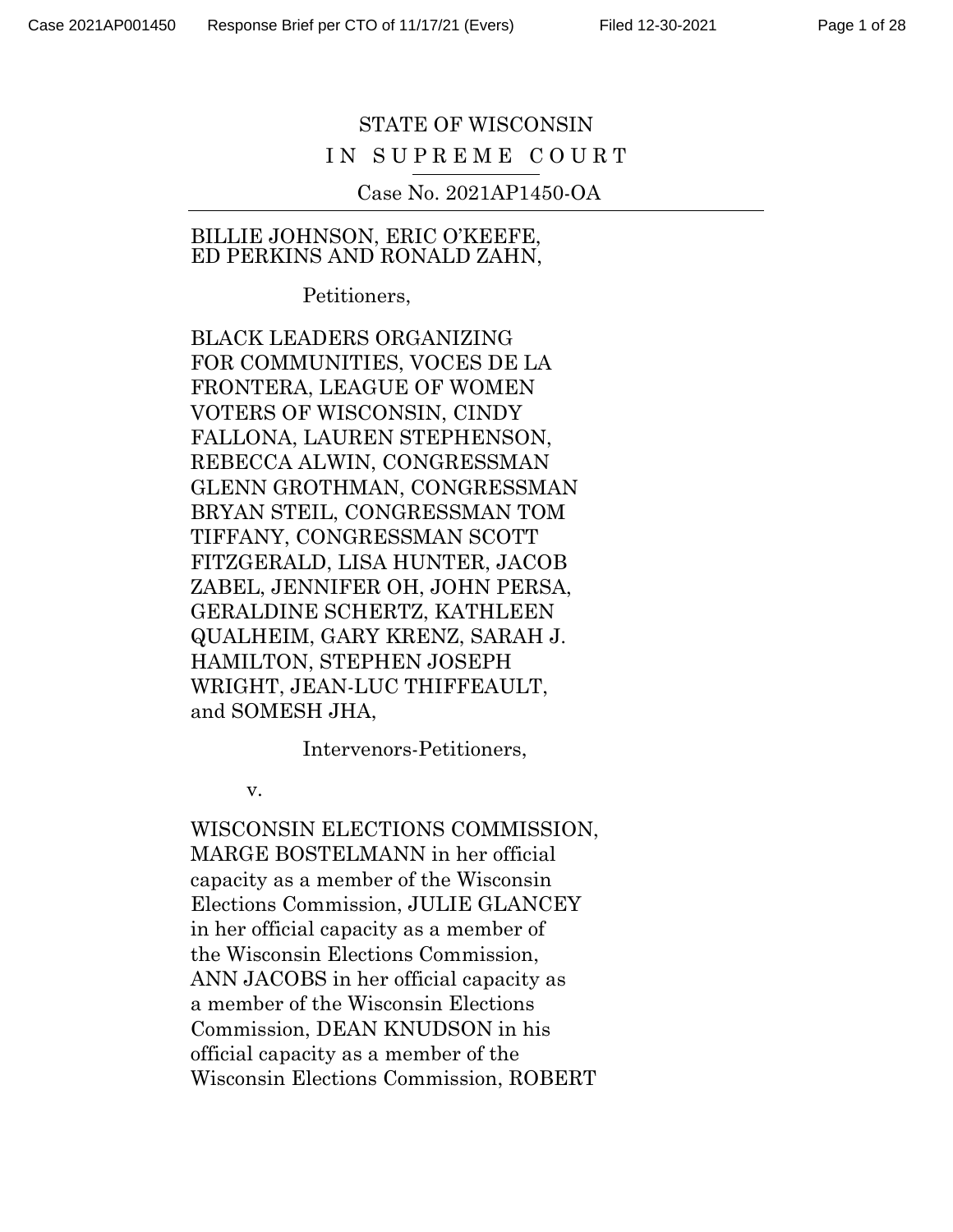STATE OF WISCONSIN

IN SUPREME COURT

Case No. 2021AP1450-OA

---

BILLIE JOHNSON, ERIC O'KEEFE, ED PERKINS AND RONALD ZAHN,

Petitioners,

BLACK LEADERS ORGANIZING FOR COMMUNITIES, VOCES DE LA FRONTERA, LEAGUE OF WOMEN VOTERS OF WISCONSIN, CINDY FALLONA, LAUREN STEPHENSON, REBECCA ALWIN, CONGRESSMAN GLENN GROTHMAN, CONGRESSMAN BRYAN STEIL, CONGRESSMAN TOM TIFFANY, CONGRESSMAN SCOTT FITZGERALD, LISA HUNTER, JACOB ZABEL, JENNIFER OH, JOHN PERSA, GERALDINE SCHERTZ, KATHLEEN QUALHEIM, GARY KRENZ, SARAH J. HAMILTON, STEPHEN JOSEPH WRIGHT, JEAN-LUC THIFFEAULT, and SOMESH JHA,

Intervenors-Petitioners,

v.

WISCONSIN ELECTIONS COMMISSION, MARGE BOSTELMANN in her official capacity as a member of the Wisconsin Elections Commission, JULIE GLANCEY in her official capacity as a member of the Wisconsin Elections Commission, ANN JACOBS in her official capacity as a member of the Wisconsin Elections Commission, DEAN KNUDSON in his official capacity as a member of the Wisconsin Elections Commission, ROBERT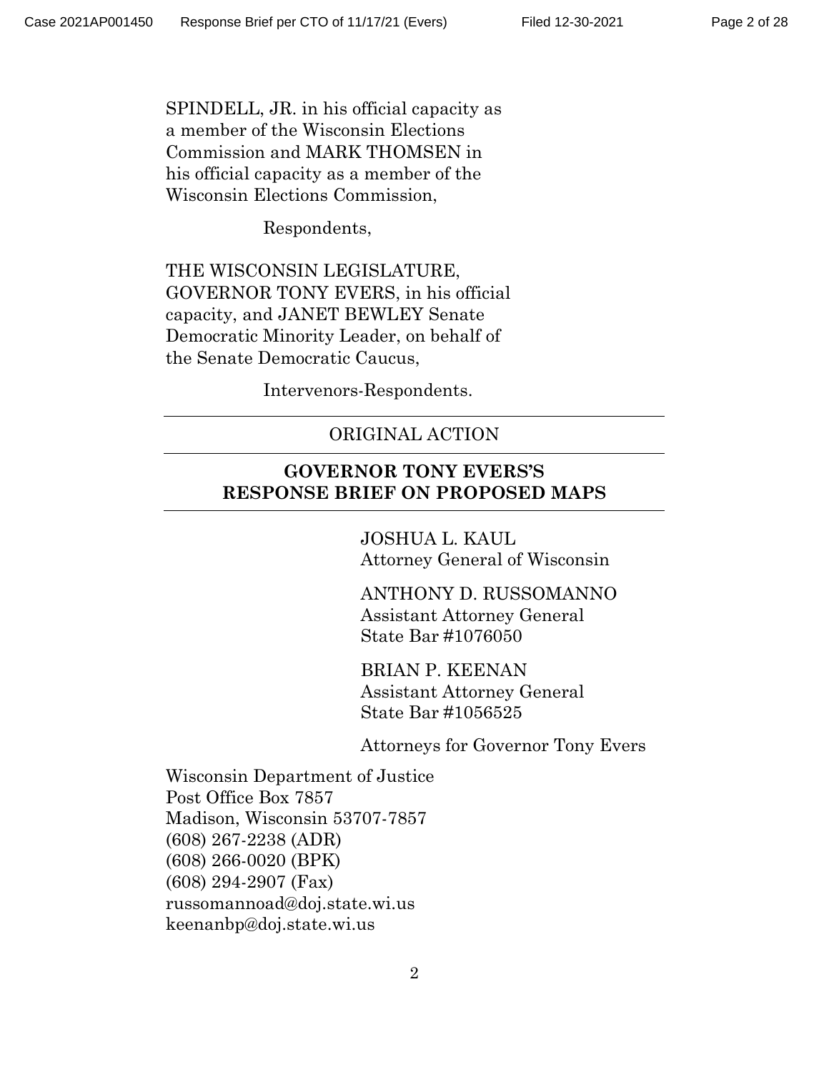SPINDELL, JR. in his official capacity as a member of the Wisconsin Elections Commission and MARK THOMSEN in his official capacity as a member of the Wisconsin Elections Commission,

Respondents,

THE WISCONSIN LEGISLATURE, GOVERNOR TONY EVERS, in his official capacity, and JANET BEWLEY Senate Democratic Minority Leader, on behalf of the Senate Democratic Caucus,

Intervenors-Respondents.

---

ORIGINAL ACTION

---

**GOVERNOR TONY EVERS'S RESPONSE BRIEF ON PROPOSED MAPS**

---

JOSHUA L. KAUL
Attorney General of Wisconsin

ANTHONY D. RUSSOMANNO
Assistant Attorney General
State Bar #1076050

BRIAN P. KEENAN
Assistant Attorney General
State Bar #1056525

Attorneys for Governor Tony Evers

Wisconsin Department of Justice
Post Office Box 7857
Madison, Wisconsin 53707-7857
(608) 267-2238 (ADR)
(608) 266-0020 (BPK)
(608) 294-2907 (Fax)
russomannoad@doj.state.wi.us
keenanbp@doj.state.wi.us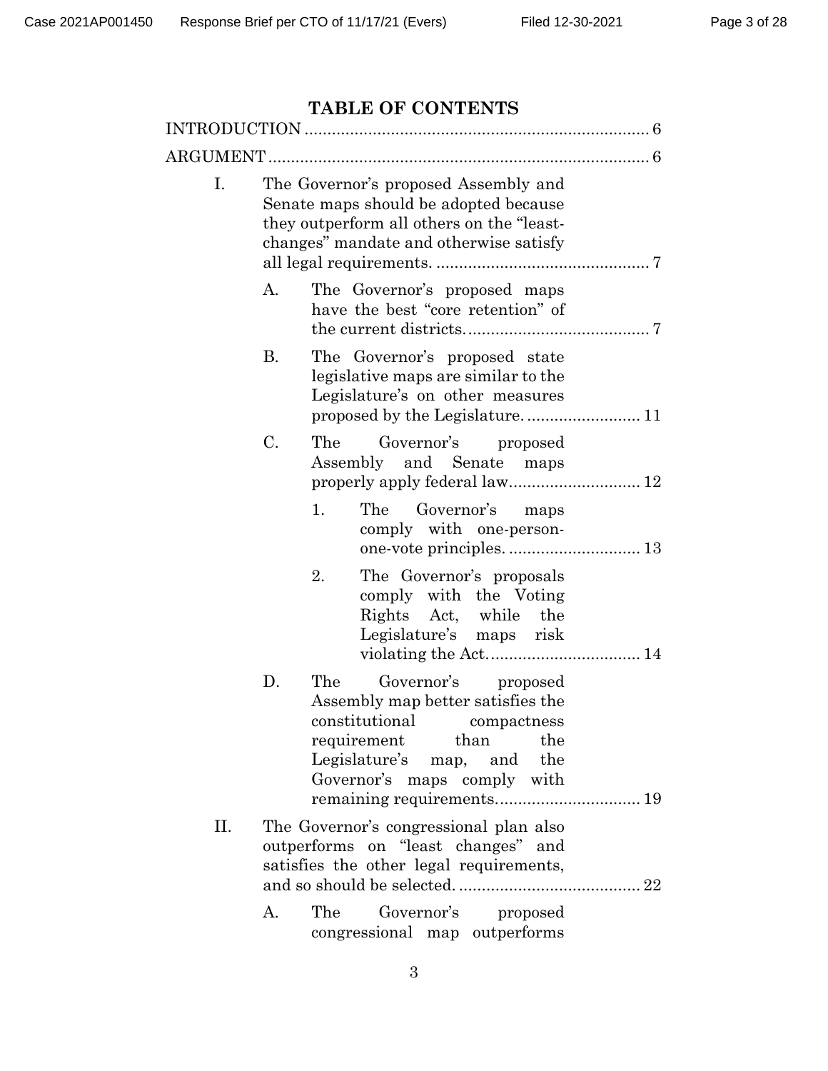# TABLE OF CONTENTS

INTRODUCTION ........................................................................... 6

ARGUMENT .................................................................................. 6

I. The Governor's proposed Assembly and Senate maps should be adopted because they outperform all others on the "least-changes" mandate and otherwise satisfy all legal requirements. ............................................. 7

   A. The Governor's proposed maps have the best "core retention" of the current districts. ....................................... 7

   B. The Governor's proposed state legislative maps are similar to the Legislature's on other measures proposed by the Legislature. ......................... 11

   C. The Governor's proposed Assembly and Senate maps properly apply federal law. ............................ 12

      1. The Governor's maps comply with one-person-one-vote principles. ............................ 13

      2. The Governor's proposals comply with the Voting Rights Act, while the Legislature's maps risk violating the Act. ................................. 14

   D. The Governor's proposed Assembly map better satisfies the constitutional compactness requirement than the Legislature's map, and the Governor's maps comply with remaining requirements. ............................... 19

II. The Governor's congressional plan also outperforms on "least changes" and satisfies the other legal requirements, and so should be selected. ........................................ 22

   A. The Governor's proposed congressional map outperforms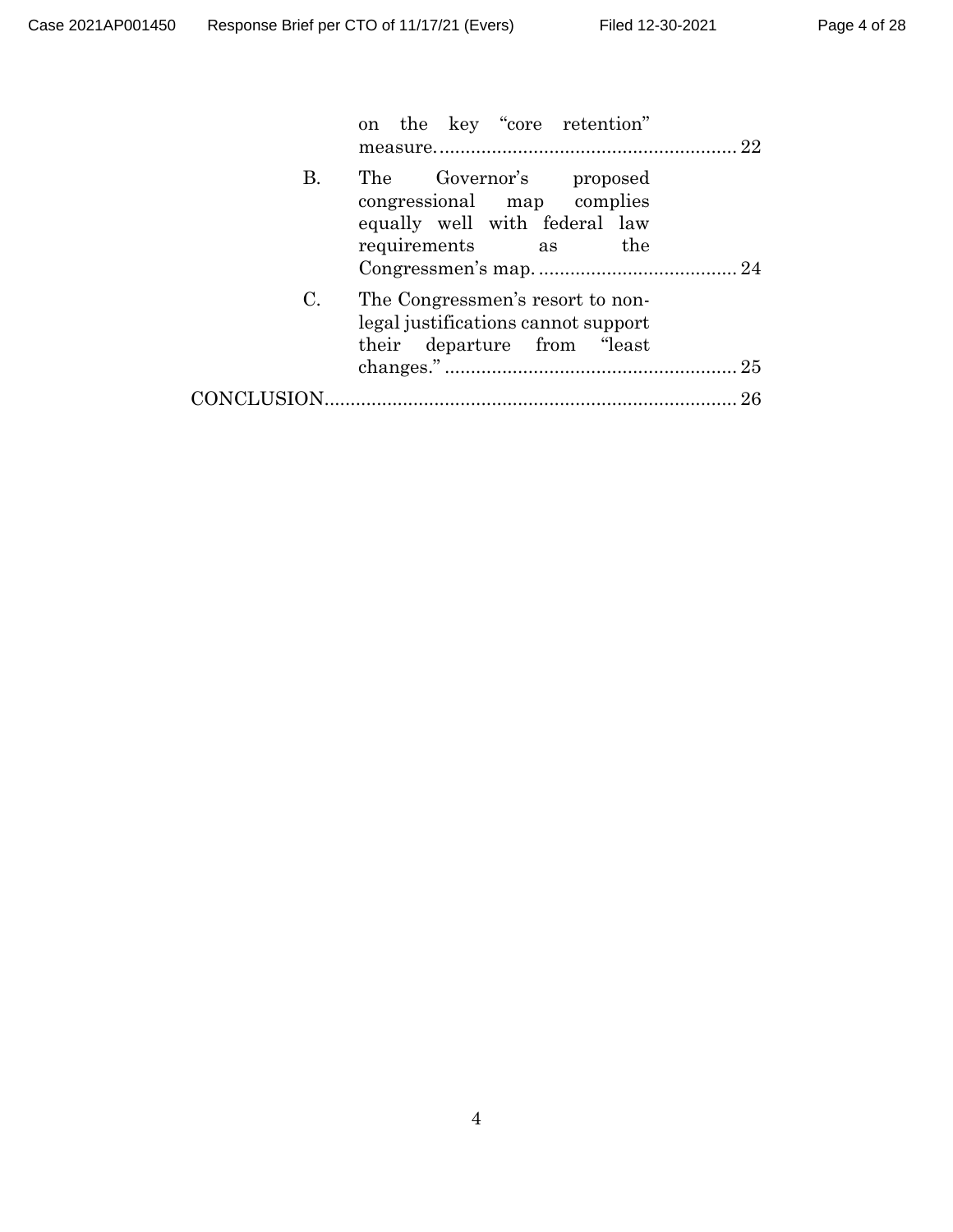on the key "core retention" measure. ........................................................ 22

B. The Governor's proposed congressional map complies equally well with federal law requirements as the Congressmen's map. ...................................... 24

C. The Congressmen's resort to non-legal justifications cannot support their departure from "least changes." ........................................................ 25

CONCLUSION................................................................................ 26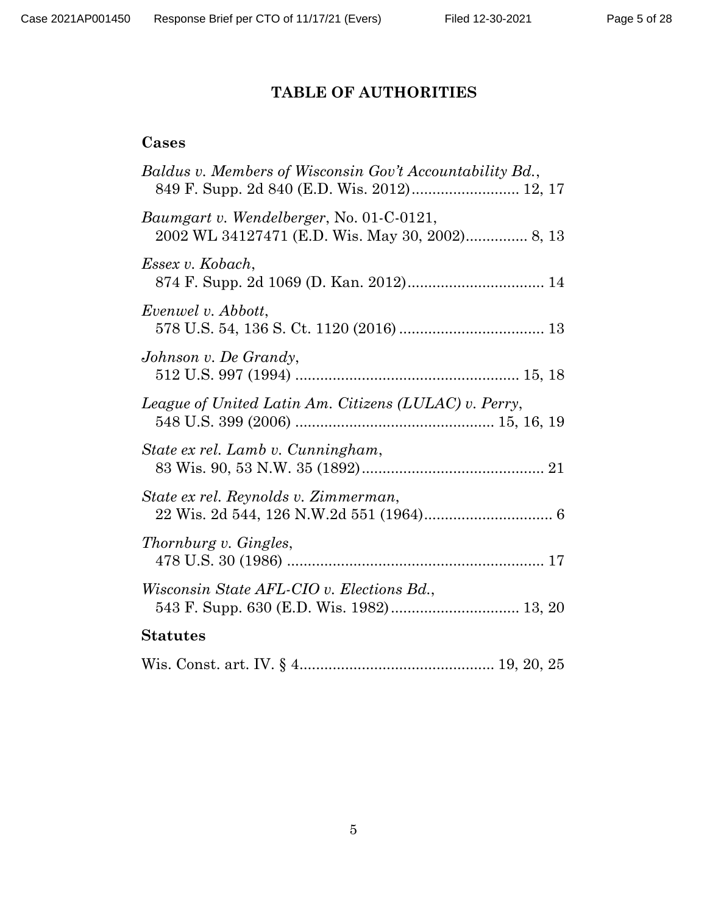## TABLE OF AUTHORITIES

### Cases

*Baldus v. Members of Wisconsin Gov't Accountability Bd.*, 849 F. Supp. 2d 840 (E.D. Wis. 2012).......................... 12, 17

*Baumgart v. Wendelberger*, No. 01-C-0121, 2002 WL 34127471 (E.D. Wis. May 30, 2002)............... 8, 13

*Essex v. Kobach*, 874 F. Supp. 2d 1069 (D. Kan. 2012)................................. 14

*Evenwel v. Abbott*, 578 U.S. 54, 136 S. Ct. 1120 (2016)................................... 13

*Johnson v. De Grandy*, 512 U.S. 997 (1994)..................................................... 15, 18

*League of United Latin Am. Citizens (LULAC) v. Perry*, 548 U.S. 399 (2006)............................................... 15, 16, 19

*State ex rel. Lamb v. Cunningham*, 83 Wis. 90, 53 N.W. 35 (1892)............................................ 21

*State ex rel. Reynolds v. Zimmerman*, 22 Wis. 2d 544, 126 N.W.2d 551 (1964)............................... 6

*Thornburg v. Gingles*, 478 U.S. 30 (1986)............................................................. 17

*Wisconsin State AFL-CIO v. Elections Bd.*, 543 F. Supp. 630 (E.D. Wis. 1982)............................... 13, 20

### Statutes

Wis. Const. art. IV. § 4.............................................. 19, 20, 25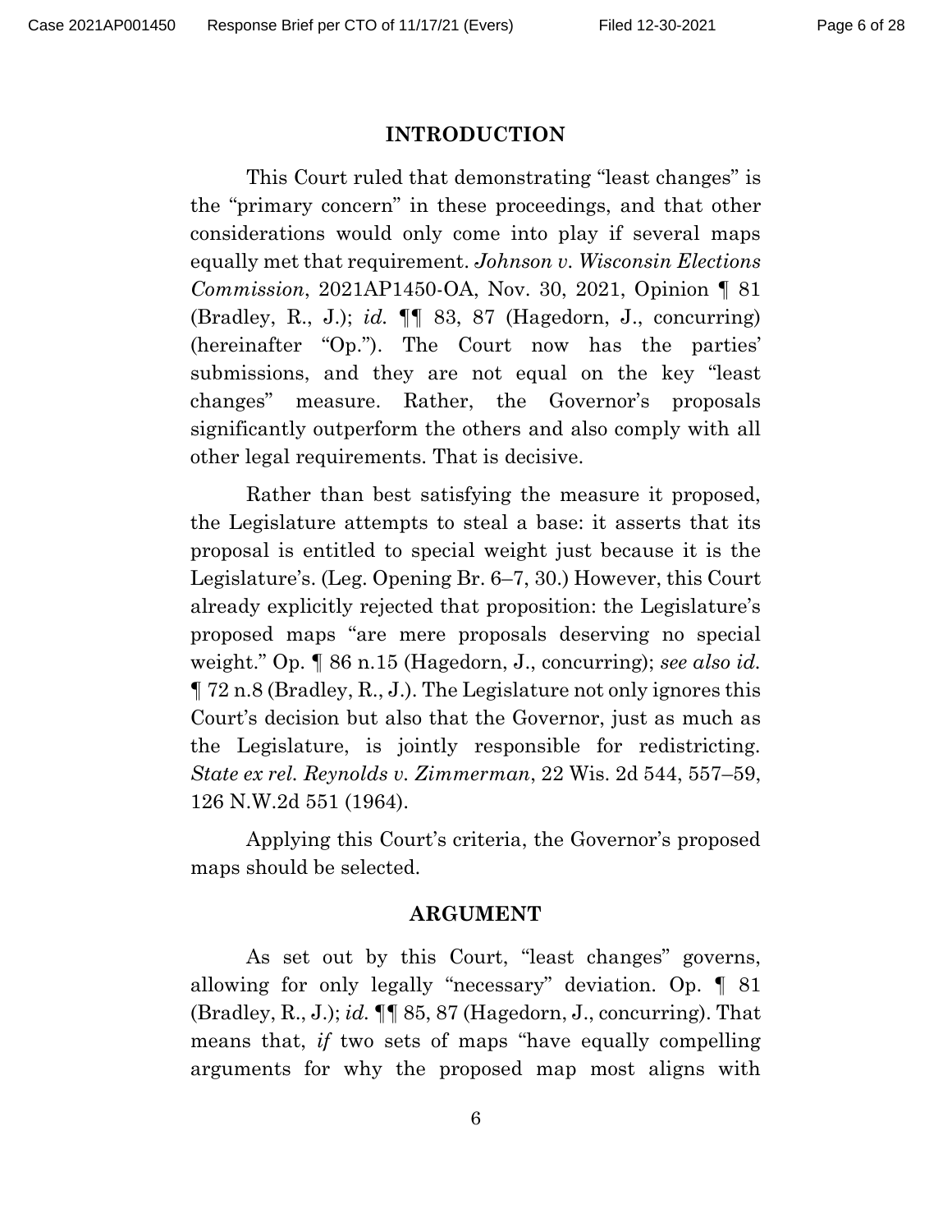## INTRODUCTION

This Court ruled that demonstrating "least changes" is the "primary concern" in these proceedings, and that other considerations would only come into play if several maps equally met that requirement. *Johnson v. Wisconsin Elections Commission*, 2021AP1450-OA, Nov. 30, 2021, Opinion ¶ 81 (Bradley, R., J.); *id.* ¶¶ 83, 87 (Hagedorn, J., concurring) (hereinafter "Op."). The Court now has the parties' submissions, and they are not equal on the key "least changes" measure. Rather, the Governor's proposals significantly outperform the others and also comply with all other legal requirements. That is decisive.

Rather than best satisfying the measure it proposed, the Legislature attempts to steal a base: it asserts that its proposal is entitled to special weight just because it is the Legislature's. (Leg. Opening Br. 6–7, 30.) However, this Court already explicitly rejected that proposition: the Legislature's proposed maps "are mere proposals deserving no special weight." Op. ¶ 86 n.15 (Hagedorn, J., concurring); *see also id.* ¶ 72 n.8 (Bradley, R., J.). The Legislature not only ignores this Court's decision but also that the Governor, just as much as the Legislature, is jointly responsible for redistricting. *State ex rel. Reynolds v. Zimmerman*, 22 Wis. 2d 544, 557–59, 126 N.W.2d 551 (1964).

Applying this Court's criteria, the Governor's proposed maps should be selected.

## ARGUMENT

As set out by this Court, "least changes" governs, allowing for only legally "necessary" deviation. Op. ¶ 81 (Bradley, R., J.); *id.* ¶¶ 85, 87 (Hagedorn, J., concurring). That means that, *if* two sets of maps "have equally compelling arguments for why the proposed map most aligns with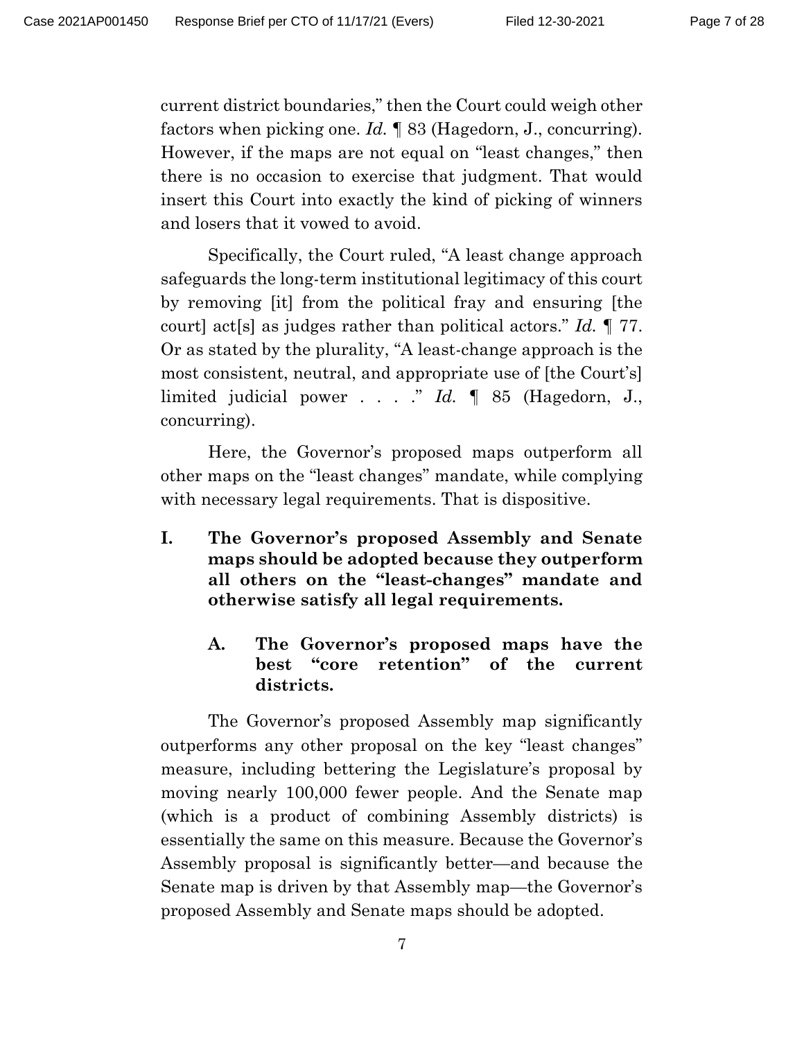current district boundaries," then the Court could weigh other factors when picking one. *Id.* ¶ 83 (Hagedorn, J., concurring). However, if the maps are not equal on "least changes," then there is no occasion to exercise that judgment. That would insert this Court into exactly the kind of picking of winners and losers that it vowed to avoid.

Specifically, the Court ruled, "A least change approach safeguards the long-term institutional legitimacy of this court by removing [it] from the political fray and ensuring [the court] act[s] as judges rather than political actors." *Id.* ¶ 77. Or as stated by the plurality, "A least-change approach is the most consistent, neutral, and appropriate use of [the Court's] limited judicial power . . . ." *Id.* ¶ 85 (Hagedorn, J., concurring).

Here, the Governor's proposed maps outperform all other maps on the "least changes" mandate, while complying with necessary legal requirements. That is dispositive.

## I. The Governor's proposed Assembly and Senate maps should be adopted because they outperform all others on the "least-changes" mandate and otherwise satisfy all legal requirements.

### A. The Governor's proposed maps have the best "core retention" of the current districts.

The Governor's proposed Assembly map significantly outperforms any other proposal on the key "least changes" measure, including bettering the Legislature's proposal by moving nearly 100,000 fewer people. And the Senate map (which is a product of combining Assembly districts) is essentially the same on this measure. Because the Governor's Assembly proposal is significantly better—and because the Senate map is driven by that Assembly map—the Governor's proposed Assembly and Senate maps should be adopted.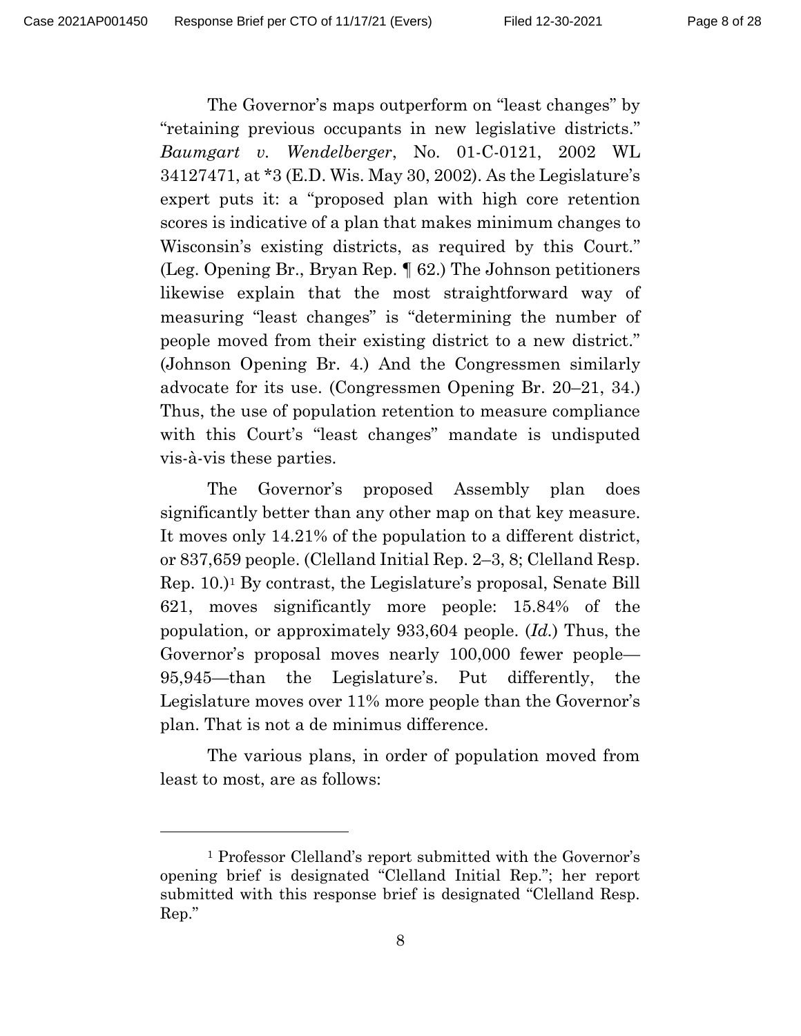The Governor's maps outperform on "least changes" by "retaining previous occupants in new legislative districts." *Baumgart v. Wendelberger*, No. 01-C-0121, 2002 WL 34127471, at *3 (E.D. Wis. May 30, 2002). As the Legislature's expert puts it: a "proposed plan with high core retention scores is indicative of a plan that makes minimum changes to Wisconsin's existing districts, as required by this Court." (Leg. Opening Br., Bryan Rep. ¶ 62.) The Johnson petitioners likewise explain that the most straightforward way of measuring "least changes" is "determining the number of people moved from their existing district to a new district." (Johnson Opening Br. 4.) And the Congressmen similarly advocate for its use. (Congressmen Opening Br. 20–21, 34.) Thus, the use of population retention to measure compliance with this Court's "least changes" mandate is undisputed vis-à-vis these parties.

The Governor's proposed Assembly plan does significantly better than any other map on that key measure. It moves only 14.21% of the population to a different district, or 837,659 people. (Clelland Initial Rep. 2–3, 8; Clelland Resp. Rep. 10.)[1] By contrast, the Legislature's proposal, Senate Bill 621, moves significantly more people: 15.84% of the population, or approximately 933,604 people. (*Id.*) Thus, the Governor's proposal moves nearly 100,000 fewer people—95,945—than the Legislature's. Put differently, the Legislature moves over 11% more people than the Governor's plan. That is not a de minimus difference.

The various plans, in order of population moved from least to most, are as follows:

---

[1] Professor Clelland's report submitted with the Governor's opening brief is designated "Clelland Initial Rep."; her report submitted with this response brief is designated "Clelland Resp. Rep."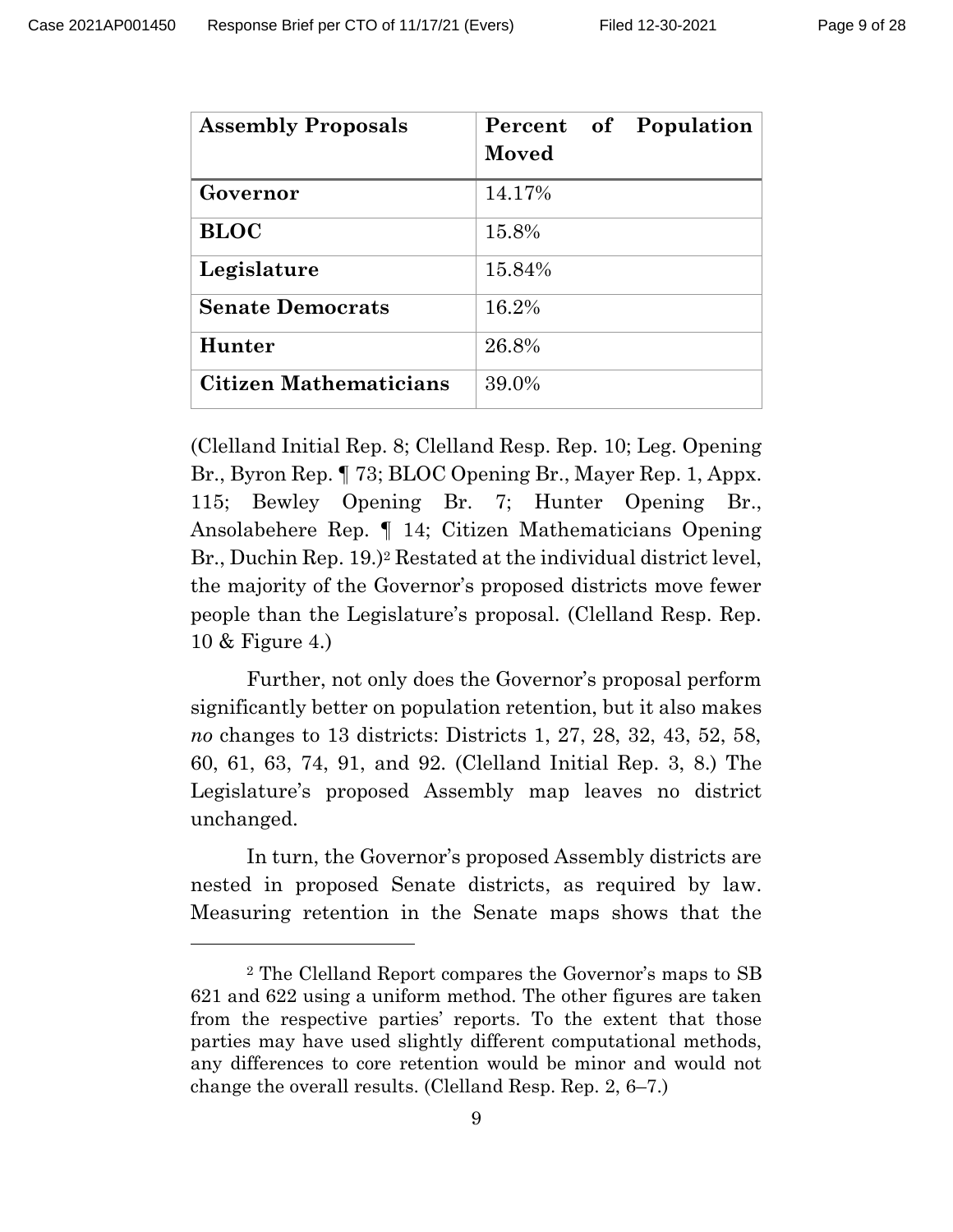| **Assembly Proposals** | **Percent of Population Moved** |
| --- | --- |
| **Governor** | 14.17% |
| **BLOC** | 15.8% |
| **Legislature** | 15.84% |
| **Senate Democrats** | 16.2% |
| **Hunter** | 26.8% |
| **Citizen Mathematicians** | 39.0% |

(Clelland Initial Rep. 8; Clelland Resp. Rep. 10; Leg. Opening Br., Byron Rep. ¶ 73; BLOC Opening Br., Mayer Rep. 1, Appx. 115; Bewley Opening Br. 7; Hunter Opening Br., Ansolabehere Rep. ¶ 14; Citizen Mathematicians Opening Br., Duchin Rep. 19.)[2] Restated at the individual district level, the majority of the Governor's proposed districts move fewer people than the Legislature's proposal. (Clelland Resp. Rep. 10 & Figure 4.)

Further, not only does the Governor's proposal perform significantly better on population retention, but it also makes *no* changes to 13 districts: Districts 1, 27, 28, 32, 43, 52, 58, 60, 61, 63, 74, 91, and 92. (Clelland Initial Rep. 3, 8.) The Legislature's proposed Assembly map leaves no district unchanged.

In turn, the Governor's proposed Assembly districts are nested in proposed Senate districts, as required by law. Measuring retention in the Senate maps shows that the

[2] The Clelland Report compares the Governor's maps to SB 621 and 622 using a uniform method. The other figures are taken from the respective parties' reports. To the extent that those parties may have used slightly different computational methods, any differences to core retention would be minor and would not change the overall results. (Clelland Resp. Rep. 2, 6–7.)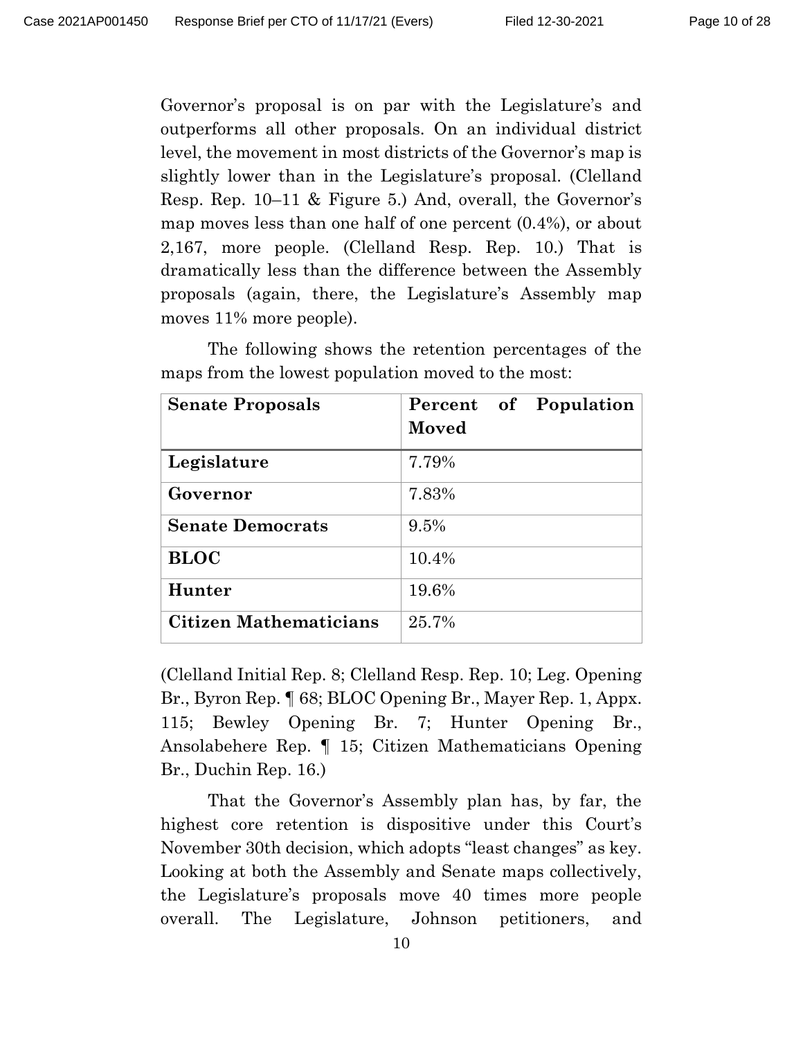Governor's proposal is on par with the Legislature's and outperforms all other proposals. On an individual district level, the movement in most districts of the Governor's map is slightly lower than in the Legislature's proposal. (Clelland Resp. Rep. 10–11 & Figure 5.) And, overall, the Governor's map moves less than one half of one percent (0.4%), or about 2,167, more people. (Clelland Resp. Rep. 10.) That is dramatically less than the difference between the Assembly proposals (again, there, the Legislature's Assembly map moves 11% more people).

The following shows the retention percentages of the maps from the lowest population moved to the most:

| **Senate Proposals** | **Percent of Population Moved** |
|---|---|
| **Legislature** | 7.79% |
| **Governor** | 7.83% |
| **Senate Democrats** | 9.5% |
| **BLOC** | 10.4% |
| **Hunter** | 19.6% |
| **Citizen Mathematicians** | 25.7% |

(Clelland Initial Rep. 8; Clelland Resp. Rep. 10; Leg. Opening Br., Byron Rep. ¶ 68; BLOC Opening Br., Mayer Rep. 1, Appx. 115; Bewley Opening Br. 7; Hunter Opening Br., Ansolabehere Rep. ¶ 15; Citizen Mathematicians Opening Br., Duchin Rep. 16.)

That the Governor's Assembly plan has, by far, the highest core retention is dispositive under this Court's November 30th decision, which adopts "least changes" as key. Looking at both the Assembly and Senate maps collectively, the Legislature's proposals move 40 times more people overall. The Legislature, Johnson petitioners, and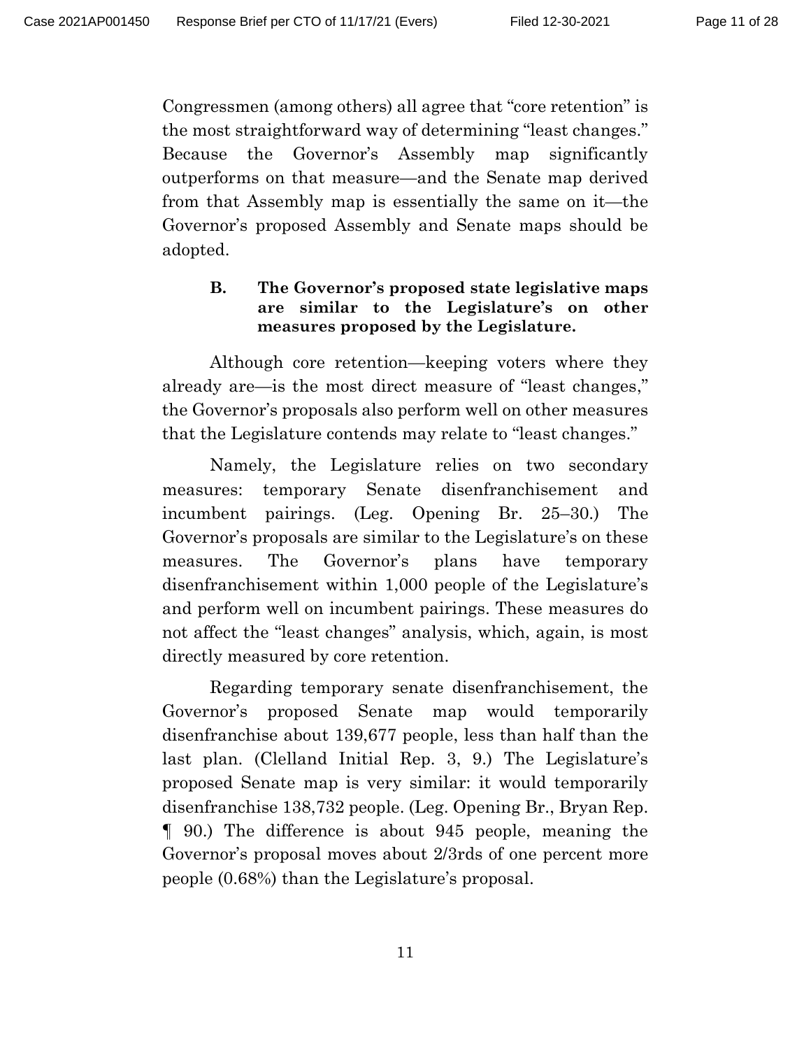Congressmen (among others) all agree that "core retention" is the most straightforward way of determining "least changes." Because the Governor's Assembly map significantly outperforms on that measure—and the Senate map derived from that Assembly map is essentially the same on it—the Governor's proposed Assembly and Senate maps should be adopted.

### B. The Governor's proposed state legislative maps are similar to the Legislature's on other measures proposed by the Legislature.

Although core retention—keeping voters where they already are—is the most direct measure of "least changes," the Governor's proposals also perform well on other measures that the Legislature contends may relate to "least changes."

Namely, the Legislature relies on two secondary measures: temporary Senate disenfranchisement and incumbent pairings. (Leg. Opening Br. 25–30.) The Governor's proposals are similar to the Legislature's on these measures. The Governor's plans have temporary disenfranchisement within 1,000 people of the Legislature's and perform well on incumbent pairings. These measures do not affect the "least changes" analysis, which, again, is most directly measured by core retention.

Regarding temporary senate disenfranchisement, the Governor's proposed Senate map would temporarily disenfranchise about 139,677 people, less than half than the last plan. (Clelland Initial Rep. 3, 9.) The Legislature's proposed Senate map is very similar: it would temporarily disenfranchise 138,732 people. (Leg. Opening Br., Bryan Rep. ¶ 90.) The difference is about 945 people, meaning the Governor's proposal moves about 2/3rds of one percent more people (0.68%) than the Legislature's proposal.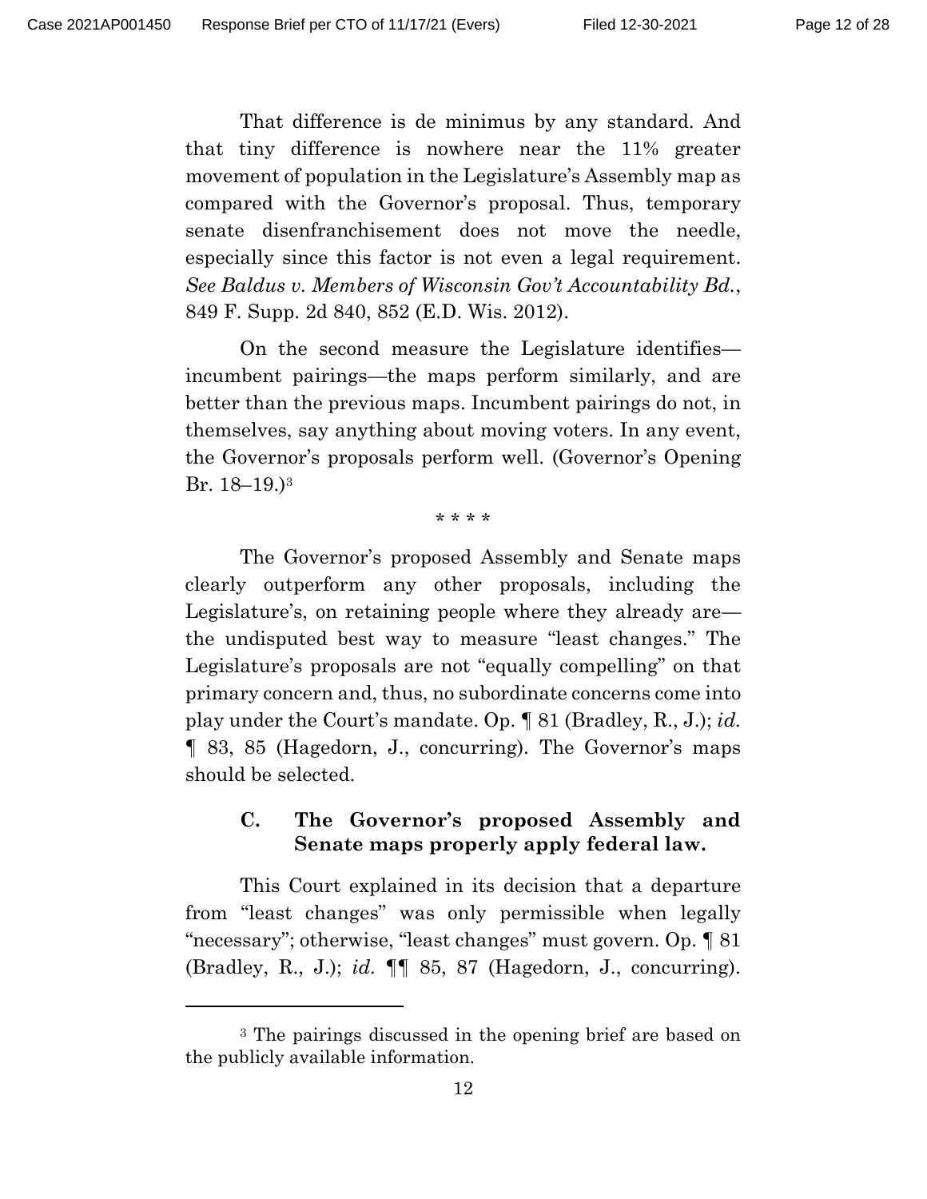That difference is de minimus by any standard. And that tiny difference is nowhere near the 11% greater movement of population in the Legislature's Assembly map as compared with the Governor's proposal. Thus, temporary senate disenfranchisement does not move the needle, especially since this factor is not even a legal requirement. *See Baldus v. Members of Wisconsin Gov't Accountability Bd.*, 849 F. Supp. 2d 840, 852 (E.D. Wis. 2012).

On the second measure the Legislature identifies—incumbent pairings—the maps perform similarly, and are better than the previous maps. Incumbent pairings do not, in themselves, say anything about moving voters. In any event, the Governor's proposals perform well. (Governor's Opening Br. 18–19.)[3]

\* \* \* \*

The Governor's proposed Assembly and Senate maps clearly outperform any other proposals, including the Legislature's, on retaining people where they already are—the undisputed best way to measure "least changes." The Legislature's proposals are not "equally compelling" on that primary concern and, thus, no subordinate concerns come into play under the Court's mandate. Op. ¶ 81 (Bradley, R., J.); *id.* ¶ 83, 85 (Hagedorn, J., concurring). The Governor's maps should be selected.

### C. The Governor's proposed Assembly and Senate maps properly apply federal law.

This Court explained in its decision that a departure from "least changes" was only permissible when legally "necessary"; otherwise, "least changes" must govern. Op. ¶ 81 (Bradley, R., J.); *id.* ¶¶ 85, 87 (Hagedorn, J., concurring).

---

[3] The pairings discussed in the opening brief are based on the publicly available information.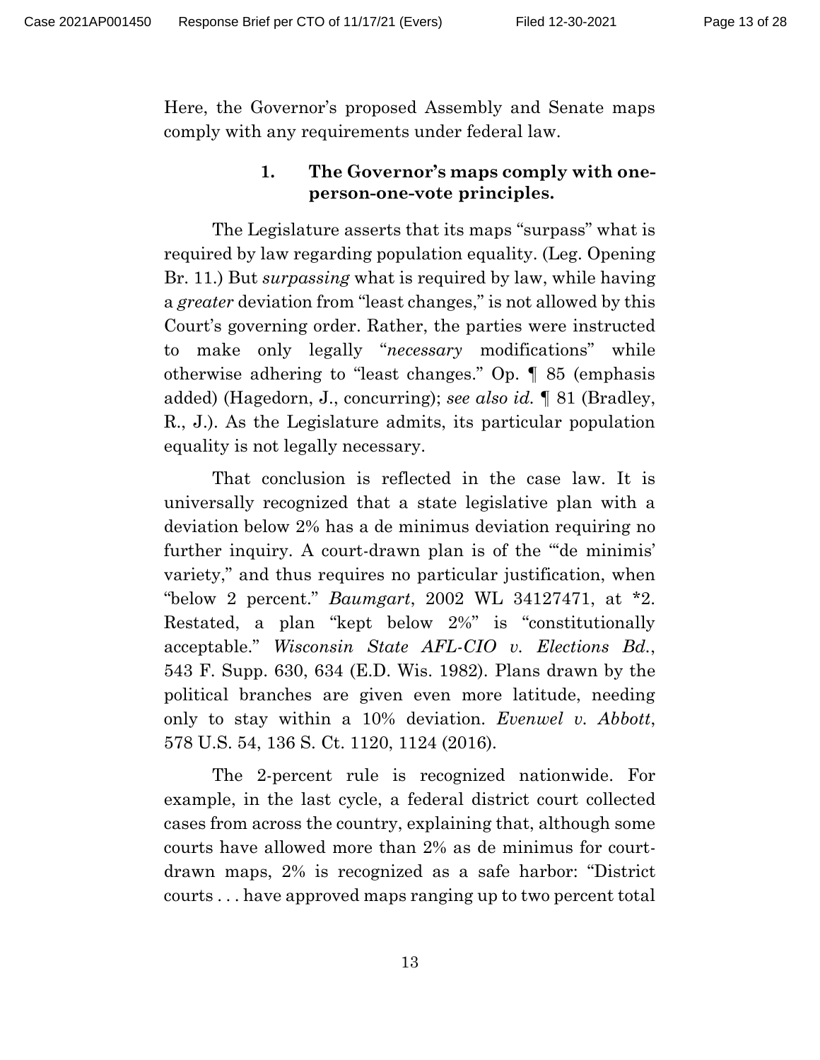Here, the Governor's proposed Assembly and Senate maps comply with any requirements under federal law.

### 1. The Governor's maps comply with one-person-one-vote principles.

The Legislature asserts that its maps "surpass" what is required by law regarding population equality. (Leg. Opening Br. 11.) But *surpassing* what is required by law, while having a *greater* deviation from "least changes," is not allowed by this Court's governing order. Rather, the parties were instructed to make only legally "*necessary* modifications" while otherwise adhering to "least changes." Op. ¶ 85 (emphasis added) (Hagedorn, J., concurring); *see also id.* ¶ 81 (Bradley, R., J.). As the Legislature admits, its particular population equality is not legally necessary.

That conclusion is reflected in the case law. It is universally recognized that a state legislative plan with a deviation below 2% has a de minimus deviation requiring no further inquiry. A court-drawn plan is of the "'de minimis' variety," and thus requires no particular justification, when "below 2 percent." *Baumgart*, 2002 WL 34127471, at *2. Restated, a plan "kept below 2%" is "constitutionally acceptable." *Wisconsin State AFL-CIO v. Elections Bd.*, 543 F. Supp. 630, 634 (E.D. Wis. 1982). Plans drawn by the political branches are given even more latitude, needing only to stay within a 10% deviation. *Evenwel v. Abbott*, 578 U.S. 54, 136 S. Ct. 1120, 1124 (2016).

The 2-percent rule is recognized nationwide. For example, in the last cycle, a federal district court collected cases from across the country, explaining that, although some courts have allowed more than 2% as de minimus for court-drawn maps, 2% is recognized as a safe harbor: "District courts . . . have approved maps ranging up to two percent total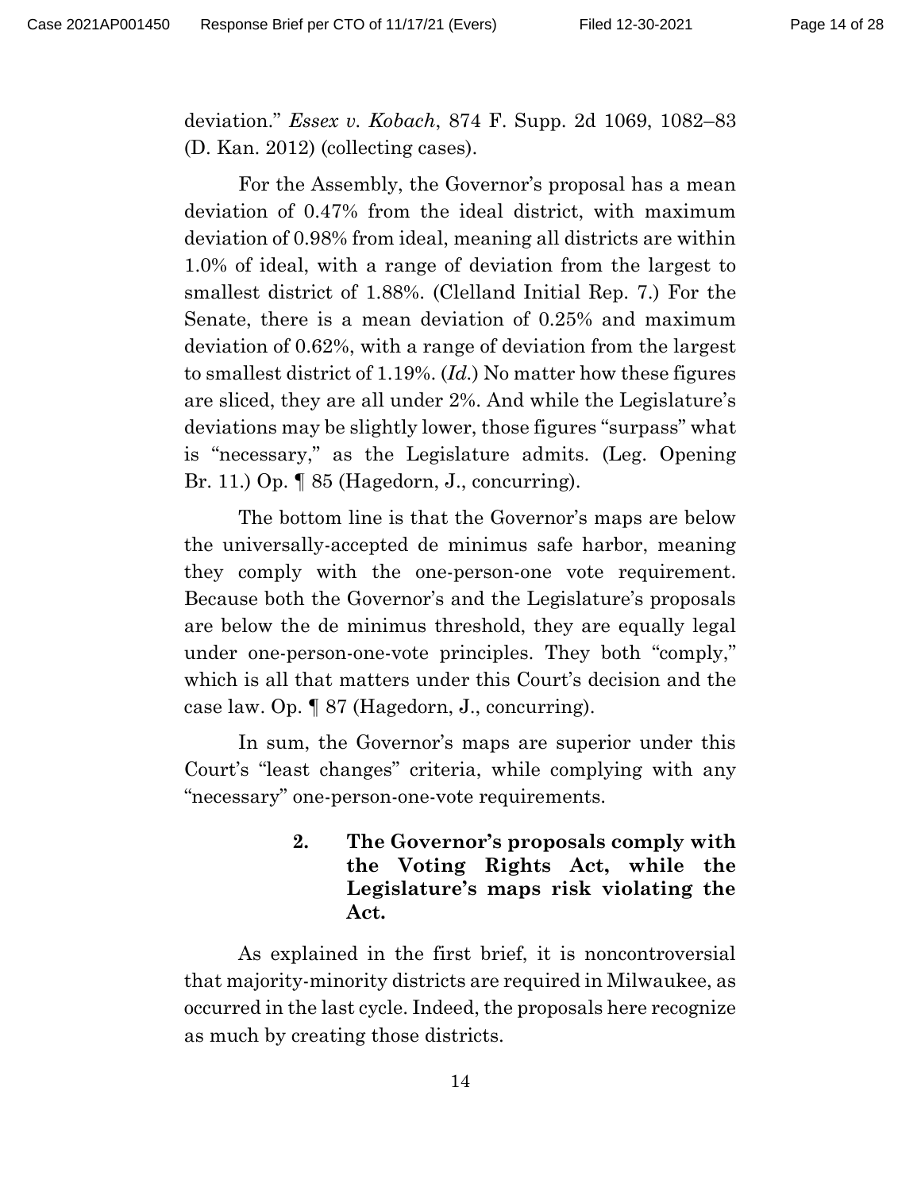deviation." *Essex v. Kobach*, 874 F. Supp. 2d 1069, 1082–83 (D. Kan. 2012) (collecting cases).

For the Assembly, the Governor's proposal has a mean deviation of 0.47% from the ideal district, with maximum deviation of 0.98% from ideal, meaning all districts are within 1.0% of ideal, with a range of deviation from the largest to smallest district of 1.88%. (Clelland Initial Rep. 7.) For the Senate, there is a mean deviation of 0.25% and maximum deviation of 0.62%, with a range of deviation from the largest to smallest district of 1.19%. (*Id.*) No matter how these figures are sliced, they are all under 2%. And while the Legislature's deviations may be slightly lower, those figures "surpass" what is "necessary," as the Legislature admits. (Leg. Opening Br. 11.) Op. ¶ 85 (Hagedorn, J., concurring).

The bottom line is that the Governor's maps are below the universally-accepted de minimus safe harbor, meaning they comply with the one-person-one vote requirement. Because both the Governor's and the Legislature's proposals are below the de minimus threshold, they are equally legal under one-person-one-vote principles. They both "comply," which is all that matters under this Court's decision and the case law. Op. ¶ 87 (Hagedorn, J., concurring).

In sum, the Governor's maps are superior under this Court's "least changes" criteria, while complying with any "necessary" one-person-one-vote requirements.

#### 2. The Governor's proposals comply with the Voting Rights Act, while the Legislature's maps risk violating the Act.

As explained in the first brief, it is noncontroversial that majority-minority districts are required in Milwaukee, as occurred in the last cycle. Indeed, the proposals here recognize as much by creating those districts.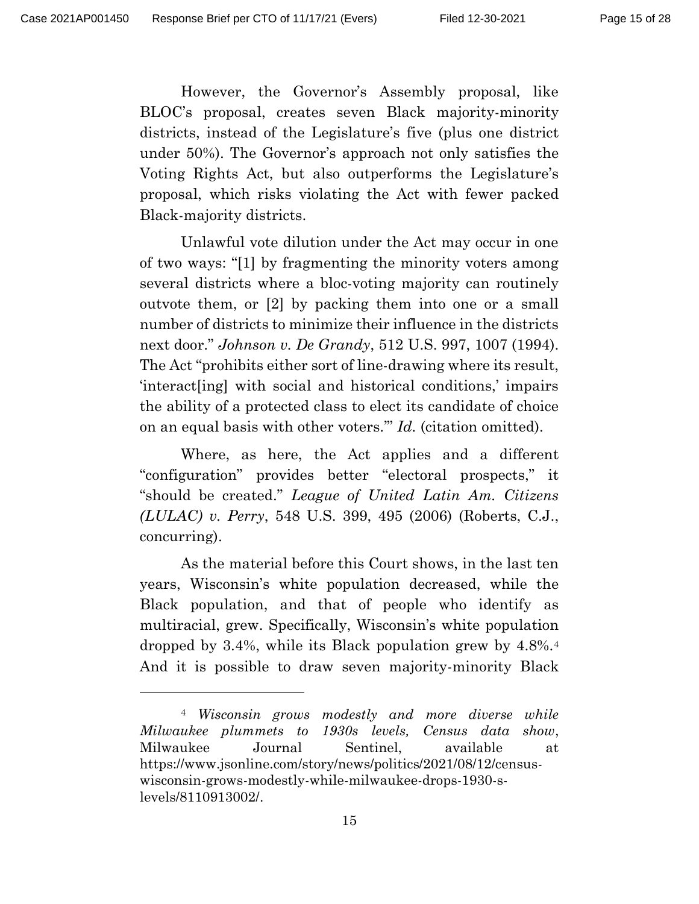However, the Governor's Assembly proposal, like BLOC's proposal, creates seven Black majority-minority districts, instead of the Legislature's five (plus one district under 50%). The Governor's approach not only satisfies the Voting Rights Act, but also outperforms the Legislature's proposal, which risks violating the Act with fewer packed Black-majority districts.

Unlawful vote dilution under the Act may occur in one of two ways: "[1] by fragmenting the minority voters among several districts where a bloc-voting majority can routinely outvote them, or [2] by packing them into one or a small number of districts to minimize their influence in the districts next door." *Johnson v. De Grandy*, 512 U.S. 997, 1007 (1994). The Act "prohibits either sort of line-drawing where its result, 'interact[ing] with social and historical conditions,' impairs the ability of a protected class to elect its candidate of choice on an equal basis with other voters.'" *Id.* (citation omitted).

Where, as here, the Act applies and a different "configuration" provides better "electoral prospects," it "should be created." *League of United Latin Am. Citizens (LULAC) v. Perry*, 548 U.S. 399, 495 (2006) (Roberts, C.J., concurring).

As the material before this Court shows, in the last ten years, Wisconsin's white population decreased, while the Black population, and that of people who identify as multiracial, grew. Specifically, Wisconsin's white population dropped by 3.4%, while its Black population grew by 4.8%.[4] And it is possible to draw seven majority-minority Black

---

[4] *Wisconsin grows modestly and more diverse while Milwaukee plummets to 1930s levels, Census data show*, Milwaukee Journal Sentinel, available at https://www.jsonline.com/story/news/politics/2021/08/12/census-wisconsin-grows-modestly-while-milwaukee-drops-1930-s-levels/8110913002/.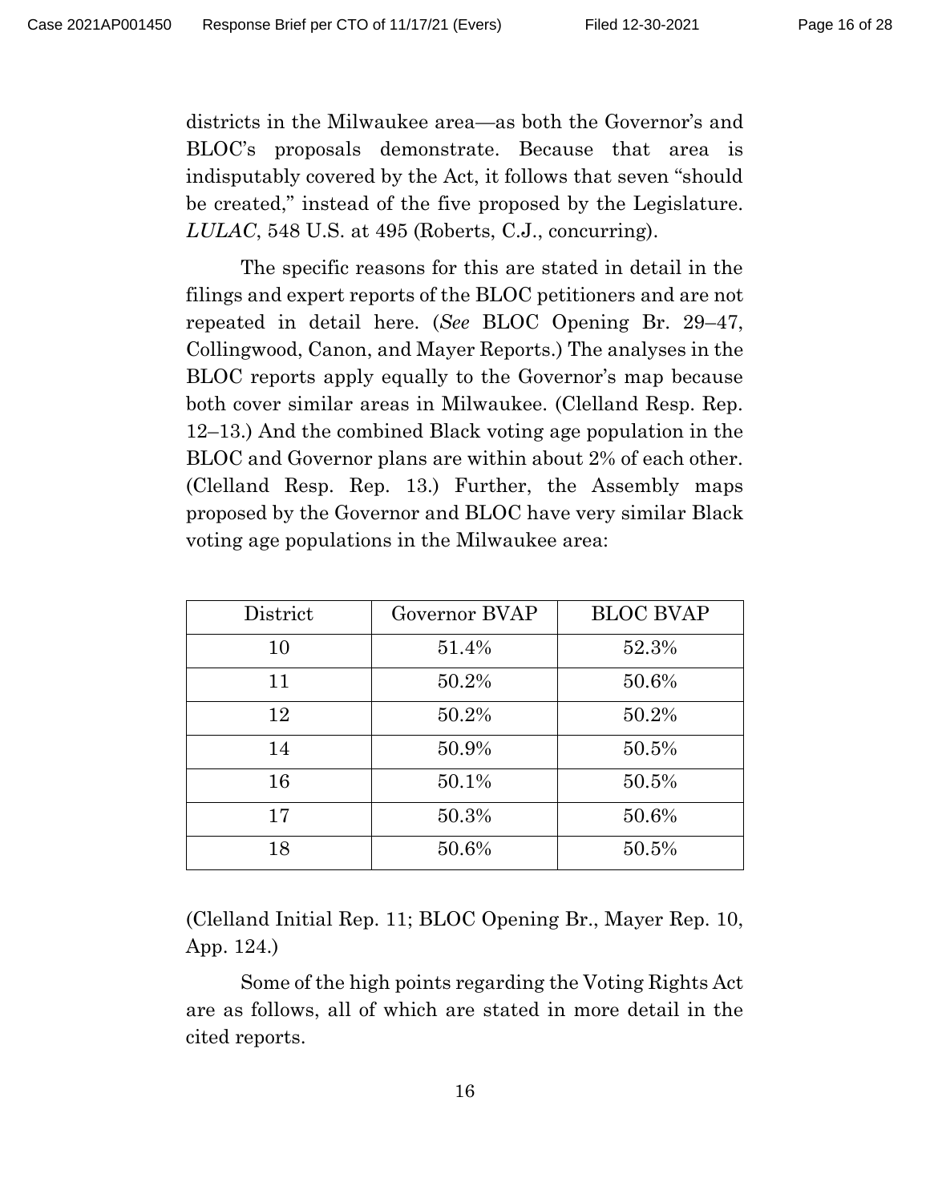districts in the Milwaukee area—as both the Governor's and BLOC's proposals demonstrate. Because that area is indisputably covered by the Act, it follows that seven "should be created," instead of the five proposed by the Legislature. *LULAC*, 548 U.S. at 495 (Roberts, C.J., concurring).

The specific reasons for this are stated in detail in the filings and expert reports of the BLOC petitioners and are not repeated in detail here. (*See* BLOC Opening Br. 29–47, Collingwood, Canon, and Mayer Reports.) The analyses in the BLOC reports apply equally to the Governor's map because both cover similar areas in Milwaukee. (Clelland Resp. Rep. 12–13.) And the combined Black voting age population in the BLOC and Governor plans are within about 2% of each other. (Clelland Resp. Rep. 13.) Further, the Assembly maps proposed by the Governor and BLOC have very similar Black voting age populations in the Milwaukee area:

| District | Governor BVAP | BLOC BVAP |
|---|---|---|
| 10 | 51.4% | 52.3% |
| 11 | 50.2% | 50.6% |
| 12 | 50.2% | 50.2% |
| 14 | 50.9% | 50.5% |
| 16 | 50.1% | 50.5% |
| 17 | 50.3% | 50.6% |
| 18 | 50.6% | 50.5% |

(Clelland Initial Rep. 11; BLOC Opening Br., Mayer Rep. 10, App. 124.)

Some of the high points regarding the Voting Rights Act are as follows, all of which are stated in more detail in the cited reports.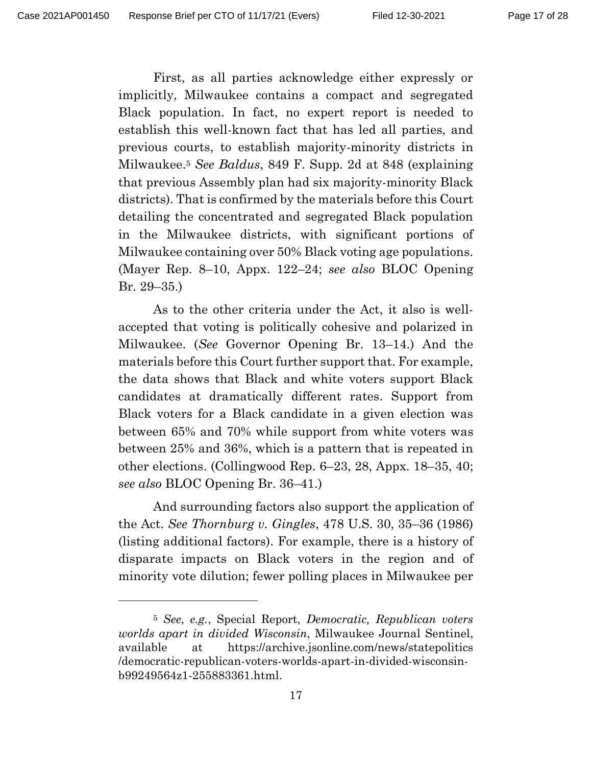First, as all parties acknowledge either expressly or implicitly, Milwaukee contains a compact and segregated Black population. In fact, no expert report is needed to establish this well-known fact that has led all parties, and previous courts, to establish majority-minority districts in Milwaukee.[5] *See Baldus*, 849 F. Supp. 2d at 848 (explaining that previous Assembly plan had six majority-minority Black districts). That is confirmed by the materials before this Court detailing the concentrated and segregated Black population in the Milwaukee districts, with significant portions of Milwaukee containing over 50% Black voting age populations. (Mayer Rep. 8–10, Appx. 122–24; *see also* BLOC Opening Br. 29–35.)

As to the other criteria under the Act, it also is well-accepted that voting is politically cohesive and polarized in Milwaukee. (*See* Governor Opening Br. 13–14.) And the materials before this Court further support that. For example, the data shows that Black and white voters support Black candidates at dramatically different rates. Support from Black voters for a Black candidate in a given election was between 65% and 70% while support from white voters was between 25% and 36%, which is a pattern that is repeated in other elections. (Collingwood Rep. 6–23, 28, Appx. 18–35, 40; *see also* BLOC Opening Br. 36–41.)

And surrounding factors also support the application of the Act. *See Thornburg v. Gingles*, 478 U.S. 30, 35–36 (1986) (listing additional factors). For example, there is a history of disparate impacts on Black voters in the region and of minority vote dilution; fewer polling places in Milwaukee per

---

[5] *See, e.g.*, Special Report, *Democratic, Republican voters worlds apart in divided Wisconsin*, Milwaukee Journal Sentinel, available at https://archive.jsonline.com/news/statepolitics/democratic-republican-voters-worlds-apart-in-divided-wisconsin-b99249564z1-255883361.html.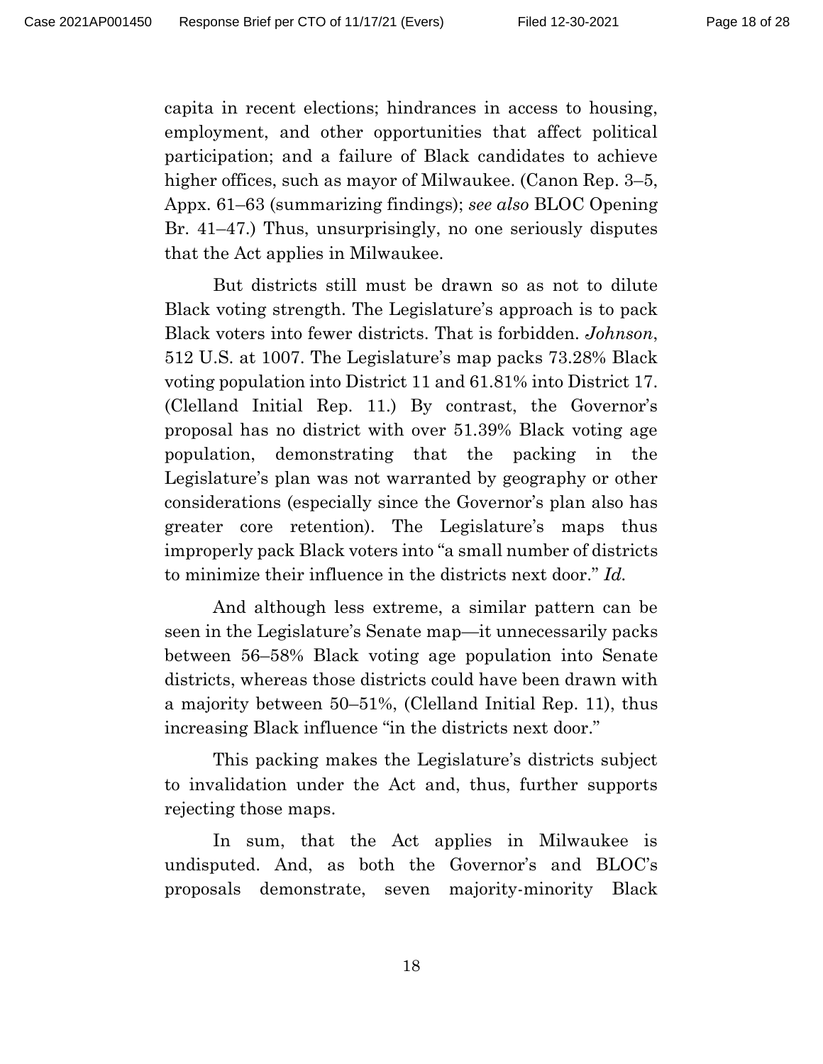capita in recent elections; hindrances in access to housing, employment, and other opportunities that affect political participation; and a failure of Black candidates to achieve higher offices, such as mayor of Milwaukee. (Canon Rep. 3–5, Appx. 61–63 (summarizing findings); *see also* BLOC Opening Br. 41–47.) Thus, unsurprisingly, no one seriously disputes that the Act applies in Milwaukee.

But districts still must be drawn so as not to dilute Black voting strength. The Legislature's approach is to pack Black voters into fewer districts. That is forbidden. *Johnson*, 512 U.S. at 1007. The Legislature's map packs 73.28% Black voting population into District 11 and 61.81% into District 17. (Clelland Initial Rep. 11.) By contrast, the Governor's proposal has no district with over 51.39% Black voting age population, demonstrating that the packing in the Legislature's plan was not warranted by geography or other considerations (especially since the Governor's plan also has greater core retention). The Legislature's maps thus improperly pack Black voters into "a small number of districts to minimize their influence in the districts next door." *Id.*

And although less extreme, a similar pattern can be seen in the Legislature's Senate map—it unnecessarily packs between 56–58% Black voting age population into Senate districts, whereas those districts could have been drawn with a majority between 50–51%, (Clelland Initial Rep. 11), thus increasing Black influence "in the districts next door."

This packing makes the Legislature's districts subject to invalidation under the Act and, thus, further supports rejecting those maps.

In sum, that the Act applies in Milwaukee is undisputed. And, as both the Governor's and BLOC's proposals demonstrate, seven majority-minority Black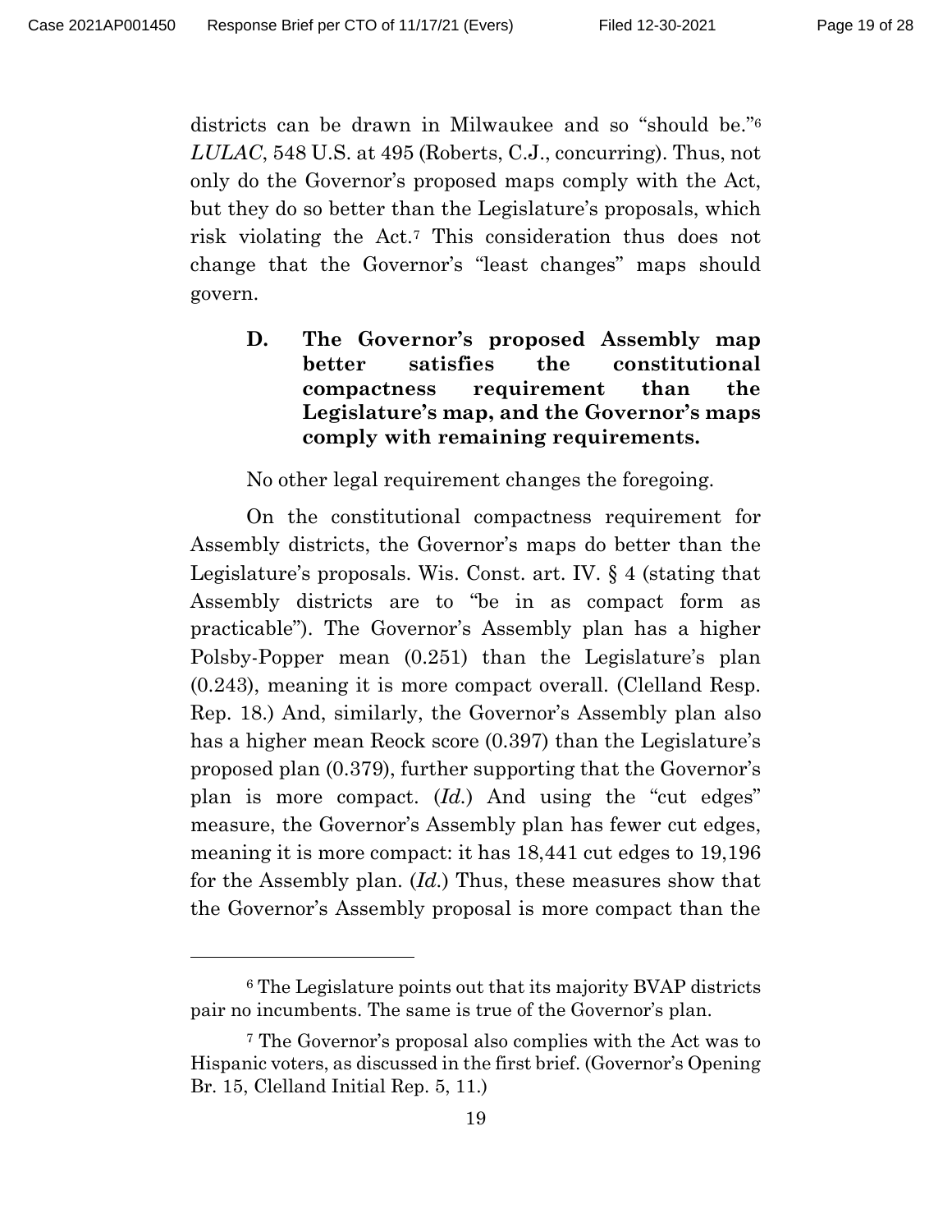districts can be drawn in Milwaukee and so "should be."[6] *LULAC*, 548 U.S. at 495 (Roberts, C.J., concurring). Thus, not only do the Governor's proposed maps comply with the Act, but they do so better than the Legislature's proposals, which risk violating the Act.[7] This consideration thus does not change that the Governor's "least changes" maps should govern.

### D. The Governor's proposed Assembly map better satisfies the constitutional compactness requirement than the Legislature's map, and the Governor's maps comply with remaining requirements.

No other legal requirement changes the foregoing.

On the constitutional compactness requirement for Assembly districts, the Governor's maps do better than the Legislature's proposals. Wis. Const. art. IV. § 4 (stating that Assembly districts are to "be in as compact form as practicable"). The Governor's Assembly plan has a higher Polsby-Popper mean (0.251) than the Legislature's plan (0.243), meaning it is more compact overall. (Clelland Resp. Rep. 18.) And, similarly, the Governor's Assembly plan also has a higher mean Reock score (0.397) than the Legislature's proposed plan (0.379), further supporting that the Governor's plan is more compact. (*Id.*) And using the "cut edges" measure, the Governor's Assembly plan has fewer cut edges, meaning it is more compact: it has 18,441 cut edges to 19,196 for the Assembly plan. (*Id.*) Thus, these measures show that the Governor's Assembly proposal is more compact than the

---

[6] The Legislature points out that its majority BVAP districts pair no incumbents. The same is true of the Governor's plan.

[7] The Governor's proposal also complies with the Act was to Hispanic voters, as discussed in the first brief. (Governor's Opening Br. 15, Clelland Initial Rep. 5, 11.)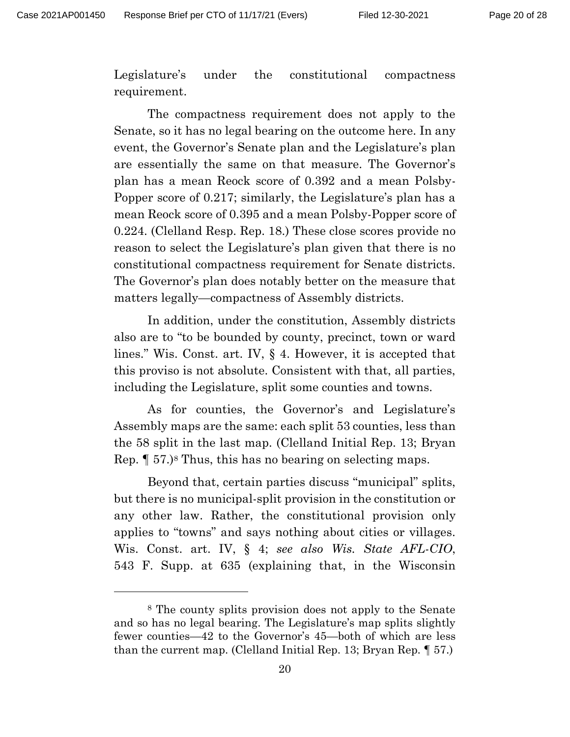Legislature's under the constitutional compactness requirement.

The compactness requirement does not apply to the Senate, so it has no legal bearing on the outcome here. In any event, the Governor's Senate plan and the Legislature's plan are essentially the same on that measure. The Governor's plan has a mean Reock score of 0.392 and a mean Polsby-Popper score of 0.217; similarly, the Legislature's plan has a mean Reock score of 0.395 and a mean Polsby-Popper score of 0.224. (Clelland Resp. Rep. 18.) These close scores provide no reason to select the Legislature's plan given that there is no constitutional compactness requirement for Senate districts. The Governor's plan does notably better on the measure that matters legally—compactness of Assembly districts.

In addition, under the constitution, Assembly districts also are to "to be bounded by county, precinct, town or ward lines." Wis. Const. art. IV, § 4. However, it is accepted that this proviso is not absolute. Consistent with that, all parties, including the Legislature, split some counties and towns.

As for counties, the Governor's and Legislature's Assembly maps are the same: each split 53 counties, less than the 58 split in the last map. (Clelland Initial Rep. 13; Bryan Rep. ¶ 57.)[8] Thus, this has no bearing on selecting maps.

Beyond that, certain parties discuss "municipal" splits, but there is no municipal-split provision in the constitution or any other law. Rather, the constitutional provision only applies to "towns" and says nothing about cities or villages. Wis. Const. art. IV, § 4; *see also Wis. State AFL-CIO*, 543 F. Supp. at 635 (explaining that, in the Wisconsin

---

[8] The county splits provision does not apply to the Senate and so has no legal bearing. The Legislature's map splits slightly fewer counties—42 to the Governor's 45—both of which are less than the current map. (Clelland Initial Rep. 13; Bryan Rep. ¶ 57.)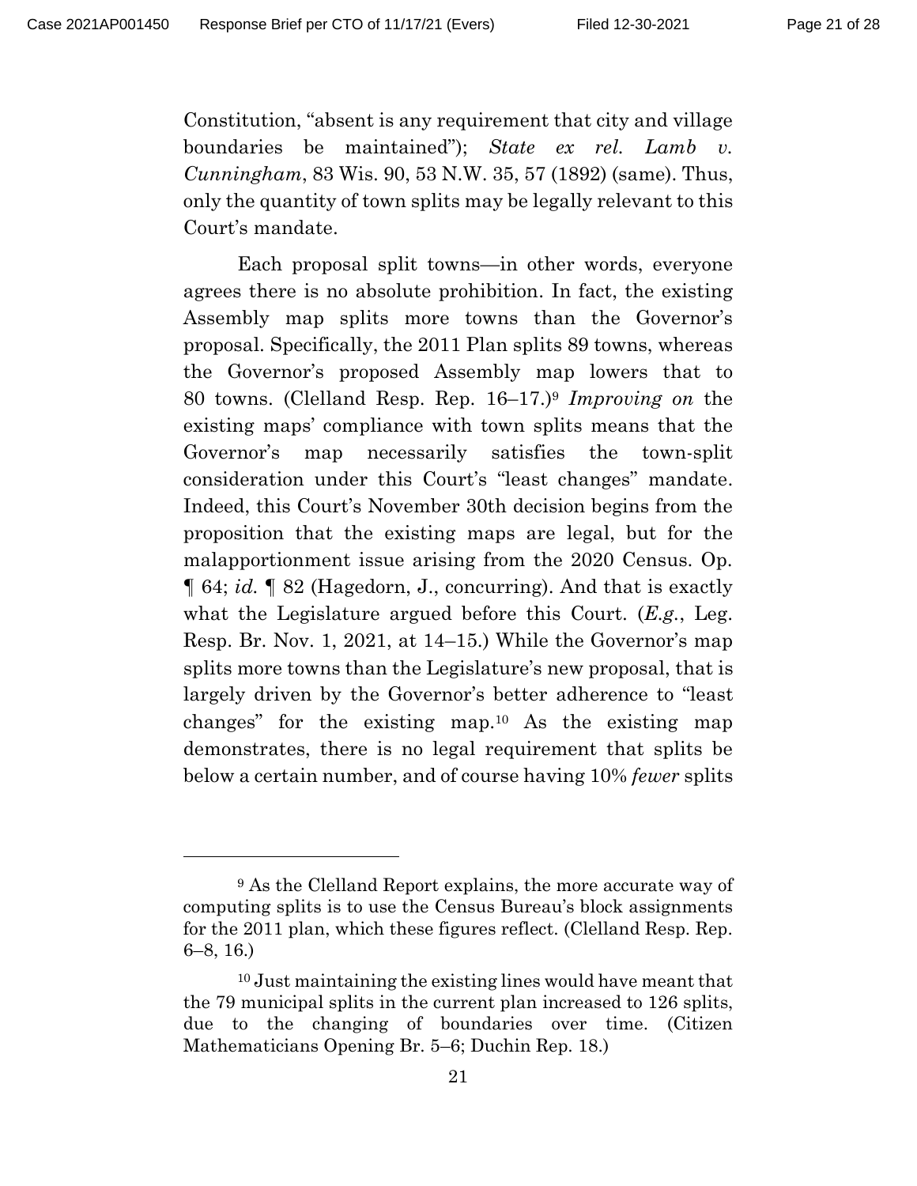Constitution, "absent is any requirement that city and village boundaries be maintained"); *State ex rel. Lamb v. Cunningham*, 83 Wis. 90, 53 N.W. 35, 57 (1892) (same). Thus, only the quantity of town splits may be legally relevant to this Court's mandate.

Each proposal split towns—in other words, everyone agrees there is no absolute prohibition. In fact, the existing Assembly map splits more towns than the Governor's proposal. Specifically, the 2011 Plan splits 89 towns, whereas the Governor's proposed Assembly map lowers that to 80 towns. (Clelland Resp. Rep. 16–17.)[9] *Improving on* the existing maps' compliance with town splits means that the Governor's map necessarily satisfies the town-split consideration under this Court's "least changes" mandate. Indeed, this Court's November 30th decision begins from the proposition that the existing maps are legal, but for the malapportionment issue arising from the 2020 Census. Op. ¶ 64; *id.* ¶ 82 (Hagedorn, J., concurring). And that is exactly what the Legislature argued before this Court. (*E.g.*, Leg. Resp. Br. Nov. 1, 2021, at 14–15.) While the Governor's map splits more towns than the Legislature's new proposal, that is largely driven by the Governor's better adherence to "least changes" for the existing map.[10] As the existing map demonstrates, there is no legal requirement that splits be below a certain number, and of course having 10% *fewer* splits

---

[9] As the Clelland Report explains, the more accurate way of computing splits is to use the Census Bureau's block assignments for the 2011 plan, which these figures reflect. (Clelland Resp. Rep. 6–8, 16.)

[10] Just maintaining the existing lines would have meant that the 79 municipal splits in the current plan increased to 126 splits, due to the changing of boundaries over time. (Citizen Mathematicians Opening Br. 5–6; Duchin Rep. 18.)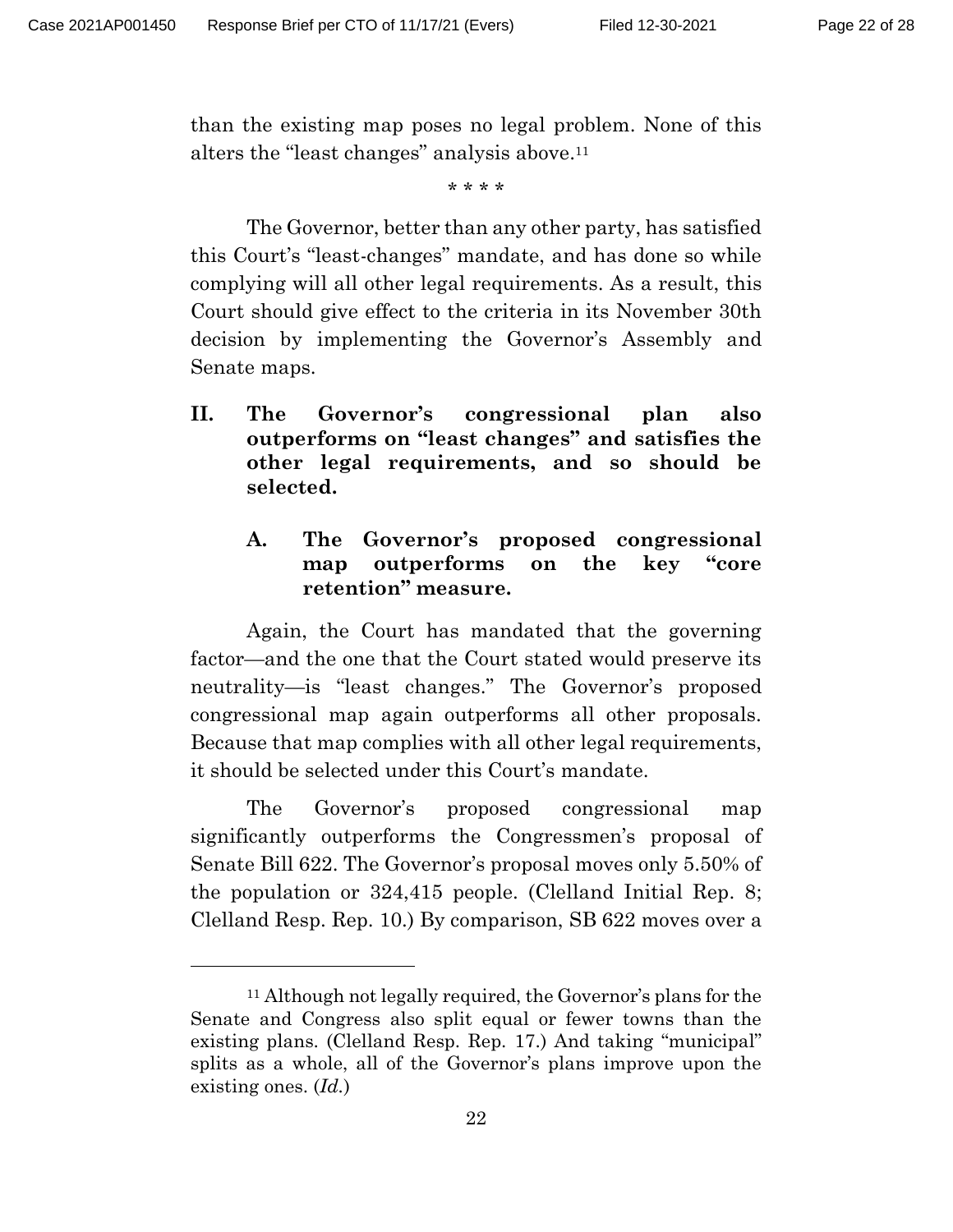than the existing map poses no legal problem. None of this alters the "least changes" analysis above.[11]

\* \* \* \*

The Governor, better than any other party, has satisfied this Court's "least-changes" mandate, and has done so while complying will all other legal requirements. As a result, this Court should give effect to the criteria in its November 30th decision by implementing the Governor's Assembly and Senate maps.

## II. The Governor's congressional plan also outperforms on "least changes" and satisfies the other legal requirements, and so should be selected.

### A. The Governor's proposed congressional map outperforms on the key "core retention" measure.

Again, the Court has mandated that the governing factor—and the one that the Court stated would preserve its neutrality—is "least changes." The Governor's proposed congressional map again outperforms all other proposals. Because that map complies with all other legal requirements, it should be selected under this Court's mandate.

The Governor's proposed congressional map significantly outperforms the Congressmen's proposal of Senate Bill 622. The Governor's proposal moves only 5.50% of the population or 324,415 people. (Clelland Initial Rep. 8; Clelland Resp. Rep. 10.) By comparison, SB 622 moves over a

---

[11] Although not legally required, the Governor's plans for the Senate and Congress also split equal or fewer towns than the existing plans. (Clelland Resp. Rep. 17.) And taking "municipal" splits as a whole, all of the Governor's plans improve upon the existing ones. (*Id.*)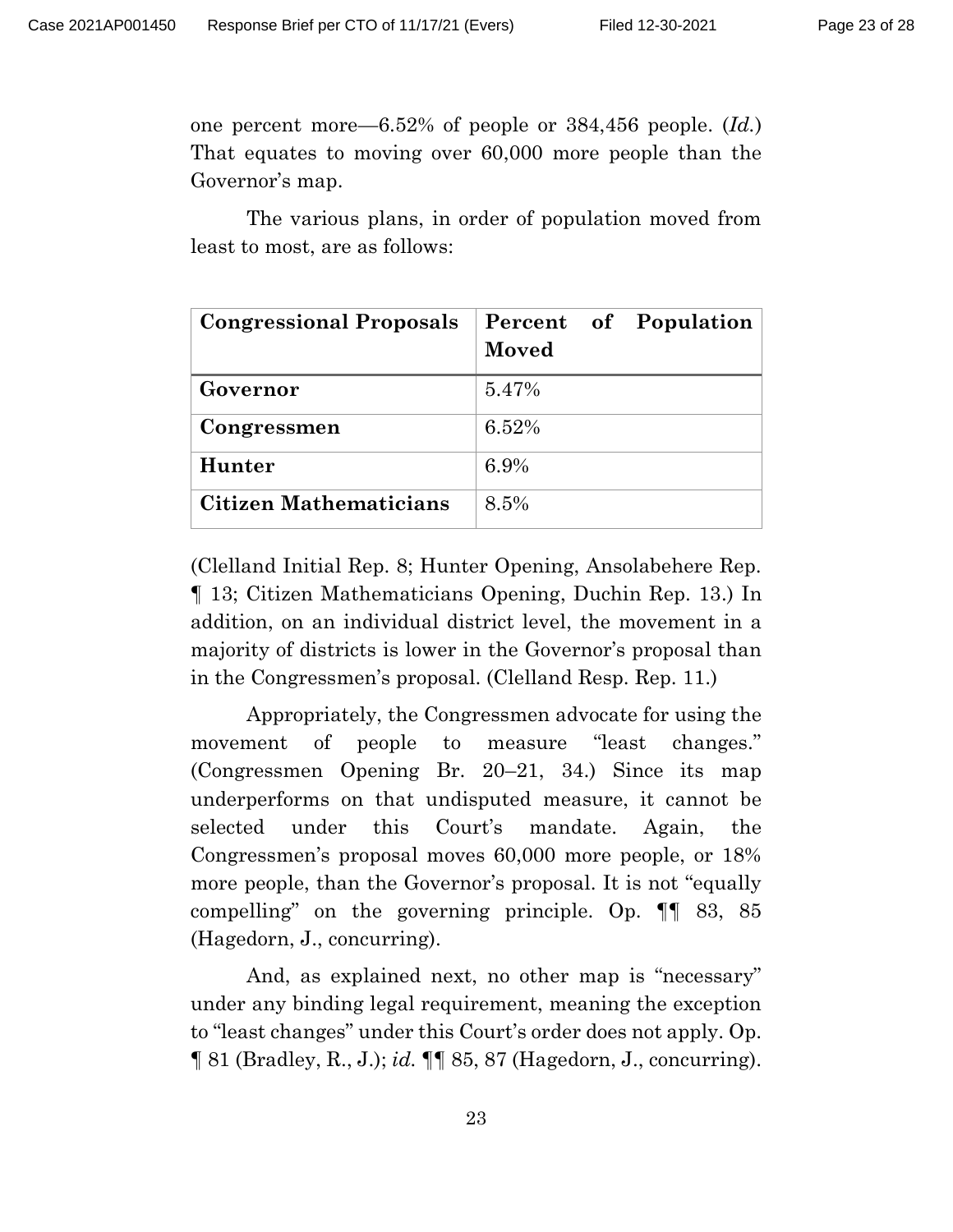one percent more—6.52% of people or 384,456 people. (*Id.*) That equates to moving over 60,000 more people than the Governor's map.

The various plans, in order of population moved from least to most, are as follows:

| **Congressional Proposals** | **Percent of Population Moved** |
|---|---|
| **Governor** | 5.47% |
| **Congressmen** | 6.52% |
| **Hunter** | 6.9% |
| **Citizen Mathematicians** | 8.5% |

(Clelland Initial Rep. 8; Hunter Opening, Ansolabehere Rep. ¶ 13; Citizen Mathematicians Opening, Duchin Rep. 13.) In addition, on an individual district level, the movement in a majority of districts is lower in the Governor's proposal than in the Congressmen's proposal. (Clelland Resp. Rep. 11.)

Appropriately, the Congressmen advocate for using the movement of people to measure "least changes." (Congressmen Opening Br. 20–21, 34.) Since its map underperforms on that undisputed measure, it cannot be selected under this Court's mandate. Again, the Congressmen's proposal moves 60,000 more people, or 18% more people, than the Governor's proposal. It is not "equally compelling" on the governing principle. Op. ¶¶ 83, 85 (Hagedorn, J., concurring).

And, as explained next, no other map is "necessary" under any binding legal requirement, meaning the exception to "least changes" under this Court's order does not apply. Op. ¶ 81 (Bradley, R., J.); *id.* ¶¶ 85, 87 (Hagedorn, J., concurring).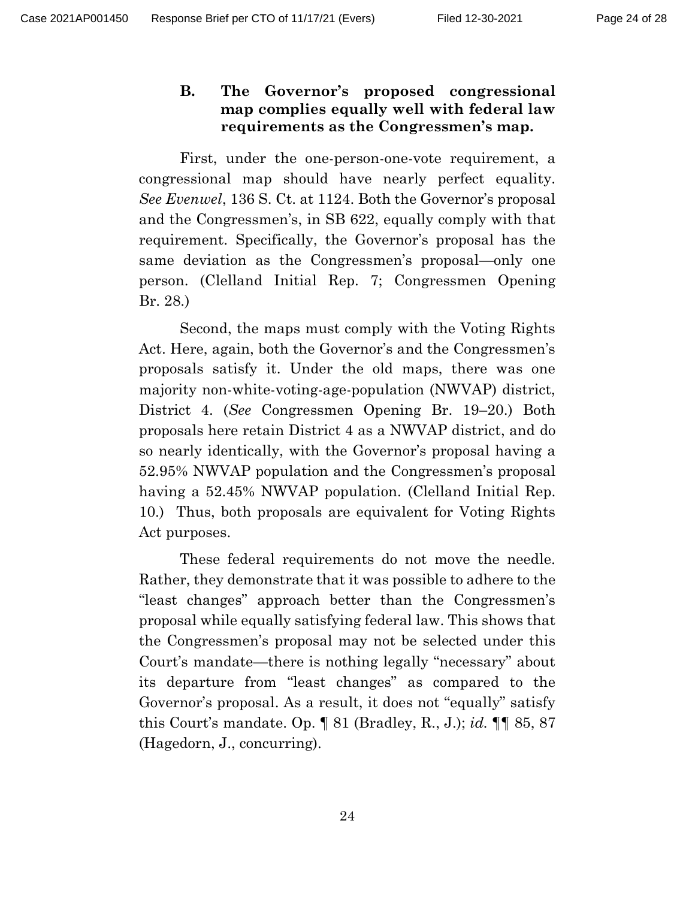### B. The Governor's proposed congressional map complies equally well with federal law requirements as the Congressmen's map.

First, under the one-person-one-vote requirement, a congressional map should have nearly perfect equality. *See Evenwel*, 136 S. Ct. at 1124. Both the Governor's proposal and the Congressmen's, in SB 622, equally comply with that requirement. Specifically, the Governor's proposal has the same deviation as the Congressmen's proposal—only one person. (Clelland Initial Rep. 7; Congressmen Opening Br. 28.)

Second, the maps must comply with the Voting Rights Act. Here, again, both the Governor's and the Congressmen's proposals satisfy it. Under the old maps, there was one majority non-white-voting-age-population (NWVAP) district, District 4. (*See* Congressmen Opening Br. 19–20.) Both proposals here retain District 4 as a NWVAP district, and do so nearly identically, with the Governor's proposal having a 52.95% NWVAP population and the Congressmen's proposal having a 52.45% NWVAP population. (Clelland Initial Rep. 10.) Thus, both proposals are equivalent for Voting Rights Act purposes.

These federal requirements do not move the needle. Rather, they demonstrate that it was possible to adhere to the "least changes" approach better than the Congressmen's proposal while equally satisfying federal law. This shows that the Congressmen's proposal may not be selected under this Court's mandate—there is nothing legally "necessary" about its departure from "least changes" as compared to the Governor's proposal. As a result, it does not "equally" satisfy this Court's mandate. Op. ¶ 81 (Bradley, R., J.); *id.* ¶¶ 85, 87 (Hagedorn, J., concurring).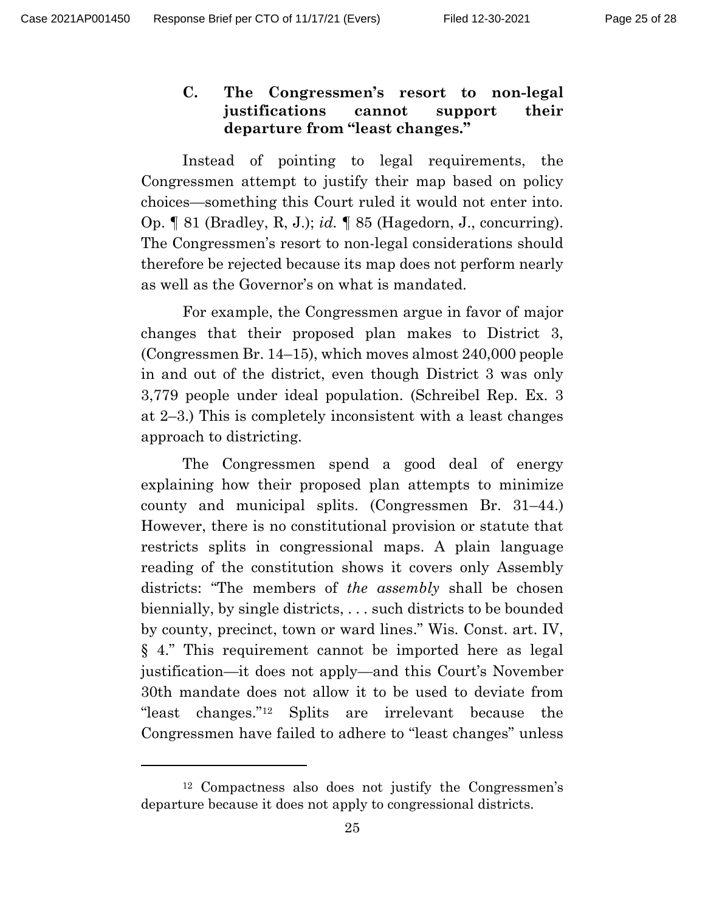### C. The Congressmen's resort to non-legal justifications cannot support their departure from "least changes."

Instead of pointing to legal requirements, the Congressmen attempt to justify their map based on policy choices—something this Court ruled it would not enter into. Op. ¶ 81 (Bradley, R, J.); *id.* ¶ 85 (Hagedorn, J., concurring). The Congressmen's resort to non-legal considerations should therefore be rejected because its map does not perform nearly as well as the Governor's on what is mandated.

For example, the Congressmen argue in favor of major changes that their proposed plan makes to District 3, (Congressmen Br. 14–15), which moves almost 240,000 people in and out of the district, even though District 3 was only 3,779 people under ideal population. (Schreibel Rep. Ex. 3 at 2–3.) This is completely inconsistent with a least changes approach to districting.

The Congressmen spend a good deal of energy explaining how their proposed plan attempts to minimize county and municipal splits. (Congressmen Br. 31–44.) However, there is no constitutional provision or statute that restricts splits in congressional maps. A plain language reading of the constitution shows it covers only Assembly districts: "The members of *the assembly* shall be chosen biennially, by single districts, . . . such districts to be bounded by county, precinct, town or ward lines." Wis. Const. art. IV, § 4." This requirement cannot be imported here as legal justification—it does not apply—and this Court's November 30th mandate does not allow it to be used to deviate from "least changes."[12] Splits are irrelevant because the Congressmen have failed to adhere to "least changes" unless

---

[12] Compactness also does not justify the Congressmen's departure because it does not apply to congressional districts.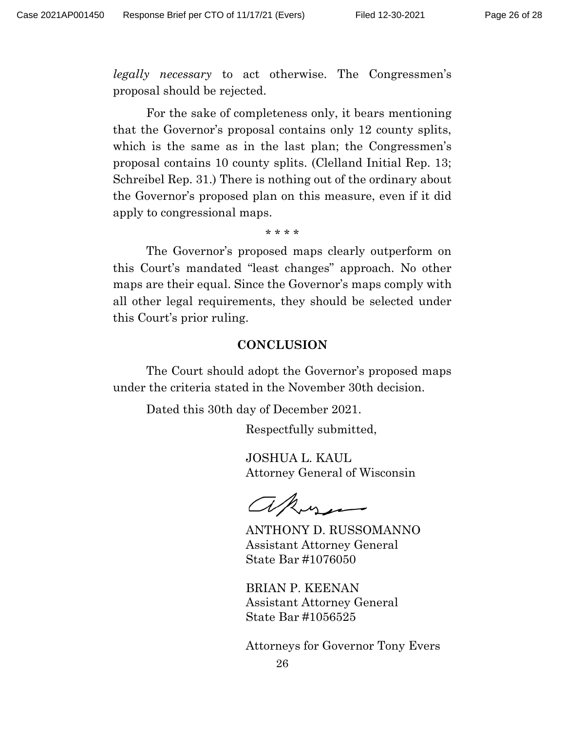*legally necessary* to act otherwise. The Congressmen's proposal should be rejected.

For the sake of completeness only, it bears mentioning that the Governor's proposal contains only 12 county splits, which is the same as in the last plan; the Congressmen's proposal contains 10 county splits. (Clelland Initial Rep. 13; Schreibel Rep. 31.) There is nothing out of the ordinary about the Governor's proposed plan on this measure, even if it did apply to congressional maps.

\* \* \* \*

The Governor's proposed maps clearly outperform on this Court's mandated "least changes" approach. No other maps are their equal. Since the Governor's maps comply with all other legal requirements, they should be selected under this Court's prior ruling.

## CONCLUSION

The Court should adopt the Governor's proposed maps under the criteria stated in the November 30th decision.

Dated this 30th day of December 2021.

Respectfully submitted,

JOSHUA L. KAUL
Attorney General of Wisconsin

ANTHONY D. RUSSOMANNO
Assistant Attorney General
State Bar #1076050

BRIAN P. KEENAN
Assistant Attorney General
State Bar #1056525

Attorneys for Governor Tony Evers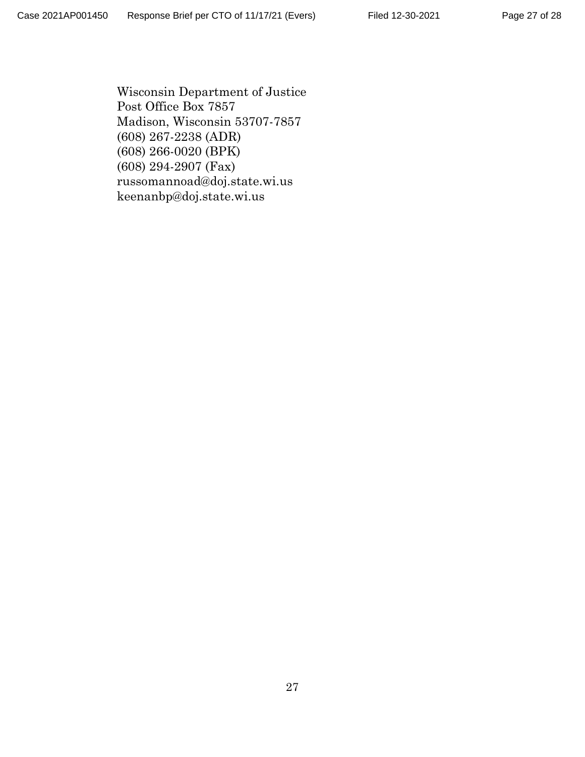Wisconsin Department of Justice
Post Office Box 7857
Madison, Wisconsin 53707-7857
(608) 267-2238 (ADR)
(608) 266-0020 (BPK)
(608) 294-2907 (Fax)
russomannoad@doj.state.wi.us
keenanbp@doj.state.wi.us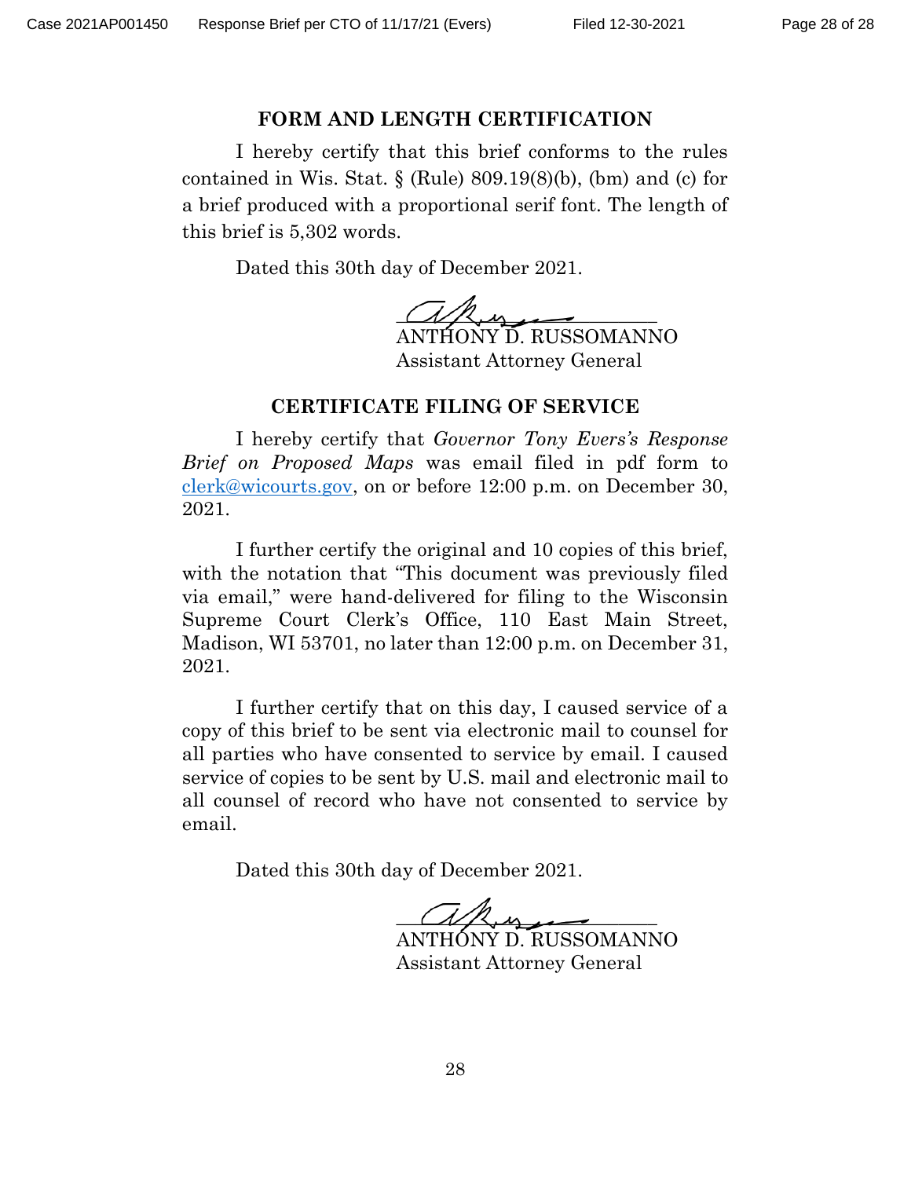## FORM AND LENGTH CERTIFICATION

I hereby certify that this brief conforms to the rules contained in Wis. Stat. § (Rule) 809.19(8)(b), (bm) and (c) for a brief produced with a proportional serif font. The length of this brief is 5,302 words.

Dated this 30th day of December 2021.

ANTHONY D. RUSSOMANNO
Assistant Attorney General

## CERTIFICATE FILING OF SERVICE

I hereby certify that *Governor Tony Evers's Response Brief on Proposed Maps* was email filed in pdf form to clerk@wicourts.gov, on or before 12:00 p.m. on December 30, 2021.

I further certify the original and 10 copies of this brief, with the notation that "This document was previously filed via email," were hand-delivered for filing to the Wisconsin Supreme Court Clerk's Office, 110 East Main Street, Madison, WI 53701, no later than 12:00 p.m. on December 31, 2021.

I further certify that on this day, I caused service of a copy of this brief to be sent via electronic mail to counsel for all parties who have consented to service by email. I caused service of copies to be sent by U.S. mail and electronic mail to all counsel of record who have not consented to service by email.

Dated this 30th day of December 2021.

ANTHONY D. RUSSOMANNO
Assistant Attorney General